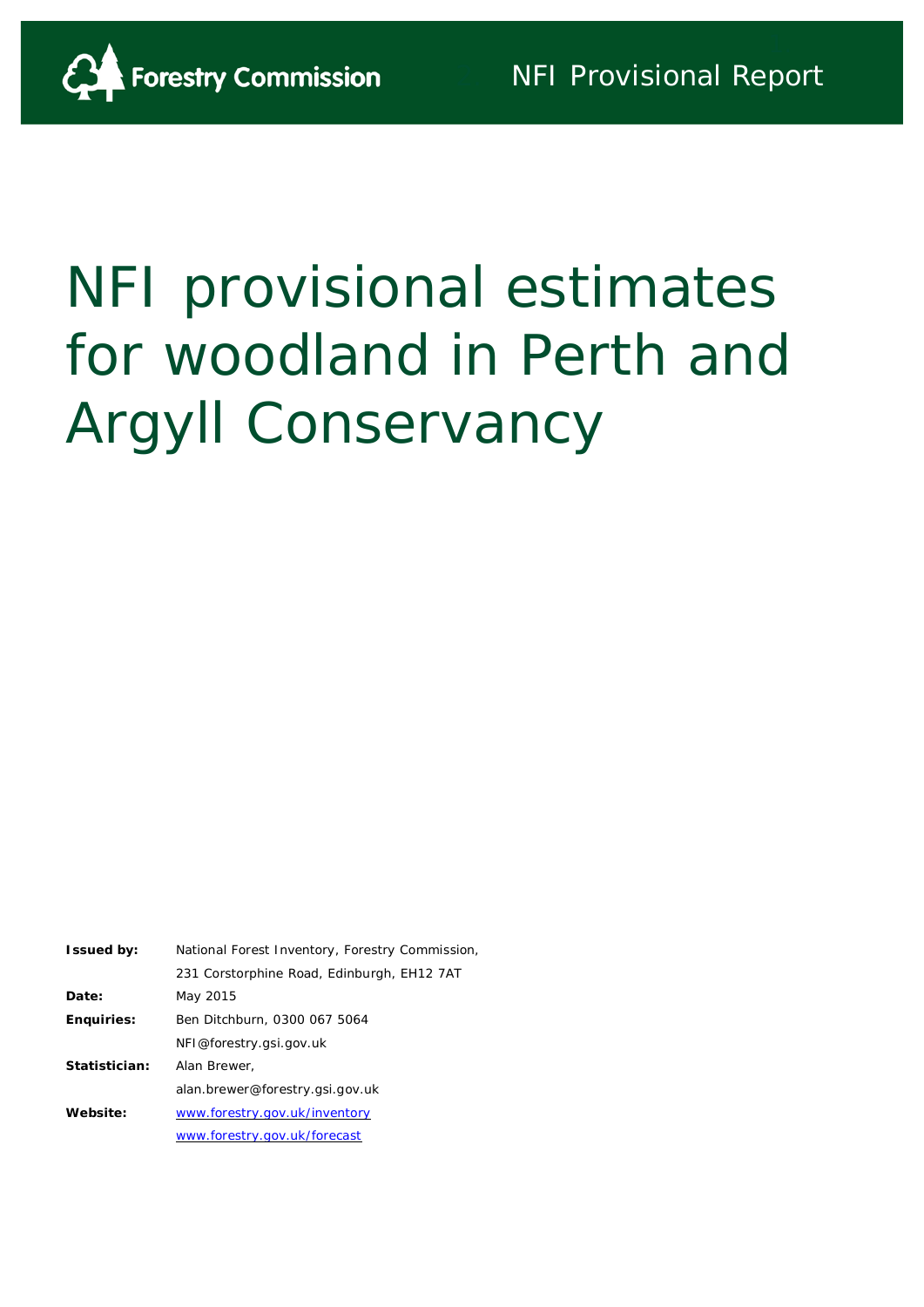Forestry Commission

NFI Provisional Report

# NFI provisional estimates for woodland in Perth and Argyll Conservancy

| | |
|---|---|
| **Issued by:** | National Forest Inventory, Forestry Commission, |
| | 231 Corstorphine Road, Edinburgh, EH12 7AT |
| **Date:** | May 2015 |
| **Enquiries:** | Ben Ditchburn, 0300 067 5064 |
| | NFI@forestry.gsi.gov.uk |
| **Statistician:** | Alan Brewer, |
| | alan.brewer@forestry.gsi.gov.uk |
| **Website:** | [www.forestry.gov.uk/inventory](http://www.forestry.gov.uk/inventory) |
| | [www.forestry.gov.uk/forecast](http://www.forestry.gov.uk/forecast) |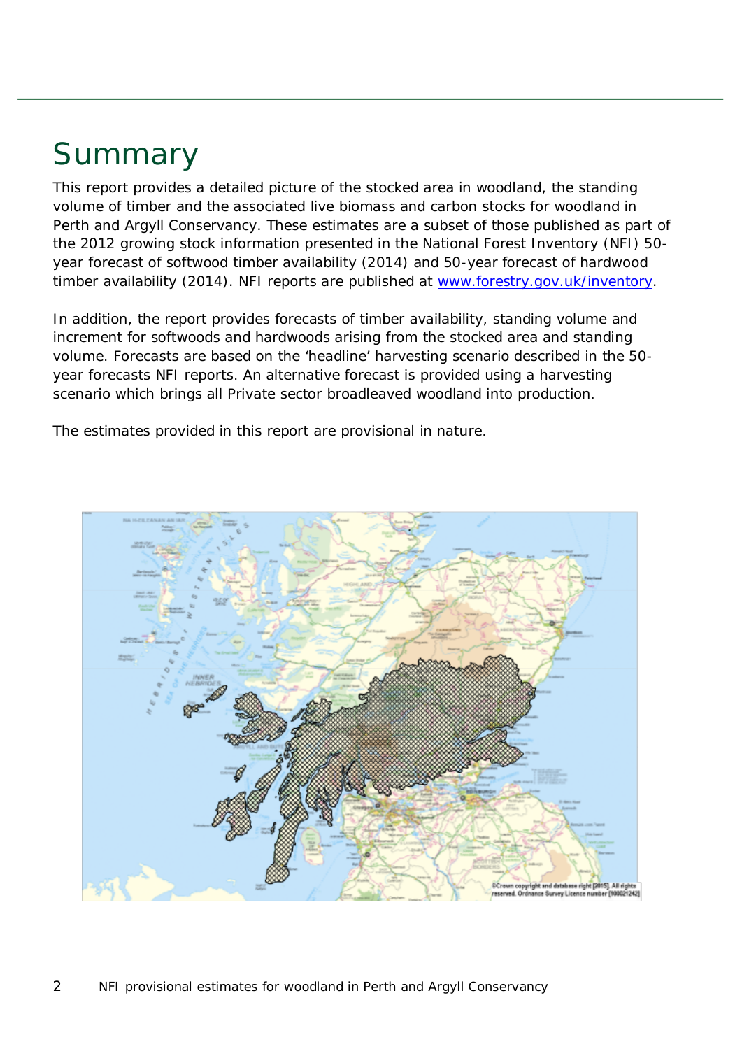# Summary

This report provides a detailed picture of the stocked area in woodland, the standing volume of timber and the associated live biomass and carbon stocks for woodland in Perth and Argyll Conservancy. These estimates are a subset of those published as part of the 2012 growing stock information presented in the National Forest Inventory (NFI) 50-year forecast of softwood timber availability (2014) and 50-year forecast of hardwood timber availability (2014). NFI reports are published at [www.forestry.gov.uk/inventory](http://www.forestry.gov.uk/inventory).

In addition, the report provides forecasts of timber availability, standing volume and increment for softwoods and hardwoods arising from the stocked area and standing volume. Forecasts are based on the 'headline' harvesting scenario described in the 50-year forecasts NFI reports. An alternative forecast is provided using a harvesting scenario which brings all Private sector broadleaved woodland into production.

The estimates provided in this report are provisional in nature.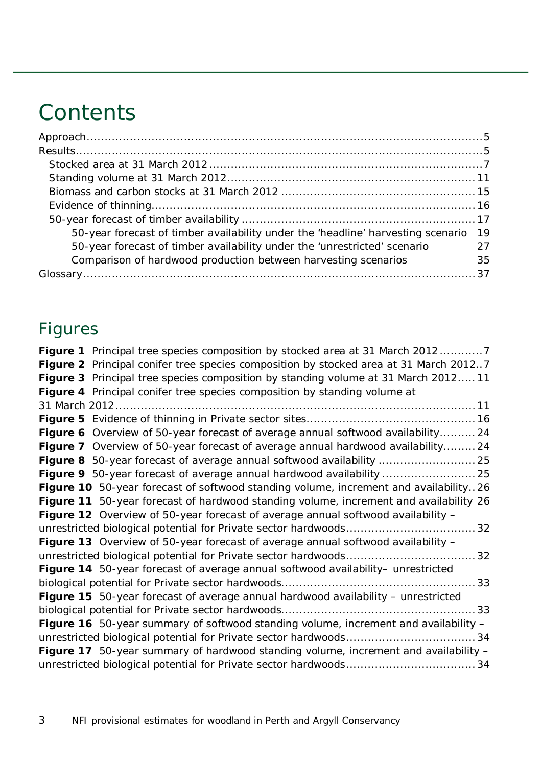# Contents

- Approach .......... 5
- Results .......... 5
  - Stocked area at 31 March 2012 .......... 7
  - Standing volume at 31 March 2012 .......... 11
  - Biomass and carbon stocks at 31 March 2012 .......... 15
  - Evidence of thinning .......... 16
  - 50-year forecast of timber availability .......... 17
    - 50-year forecast of timber availability under the 'headline' harvesting scenario 19
    - 50-year forecast of timber availability under the 'unrestricted' scenario 27
    - Comparison of hardwood production between harvesting scenarios 35
- Glossary .......... 37

## Figures

**Figure 1** Principal tree species composition by stocked area at 31 March 2012 .......... 7

**Figure 2** Principal conifer tree species composition by stocked area at 31 March 2012 .. 7

**Figure 3** Principal tree species composition by standing volume at 31 March 2012 ..... 11

**Figure 4** Principal conifer tree species composition by standing volume at 31 March 2012 .......... 11

**Figure 5** Evidence of thinning in Private sector sites .......... 16

**Figure 6** Overview of 50-year forecast of average annual softwood availability .......... 24

**Figure 7** Overview of 50-year forecast of average annual hardwood availability .......... 24

**Figure 8** 50-year forecast of average annual softwood availability .......... 25

**Figure 9** 50-year forecast of average annual hardwood availability .......... 25

**Figure 10** 50-year forecast of softwood standing volume, increment and availability .. 26

**Figure 11** 50-year forecast of hardwood standing volume, increment and availability 26

**Figure 12** Overview of 50-year forecast of average annual softwood availability – unrestricted biological potential for Private sector hardwoods .......... 32

**Figure 13** Overview of 50-year forecast of average annual softwood availability – unrestricted biological potential for Private sector hardwoods .......... 32

**Figure 14** 50-year forecast of average annual softwood availability– unrestricted biological potential for Private sector hardwoods .......... 33

**Figure 15** 50-year forecast of average annual hardwood availability – unrestricted biological potential for Private sector hardwoods .......... 33

**Figure 16** 50-year summary of softwood standing volume, increment and availability – unrestricted biological potential for Private sector hardwoods .......... 34

**Figure 17** 50-year summary of hardwood standing volume, increment and availability – unrestricted biological potential for Private sector hardwoods .......... 34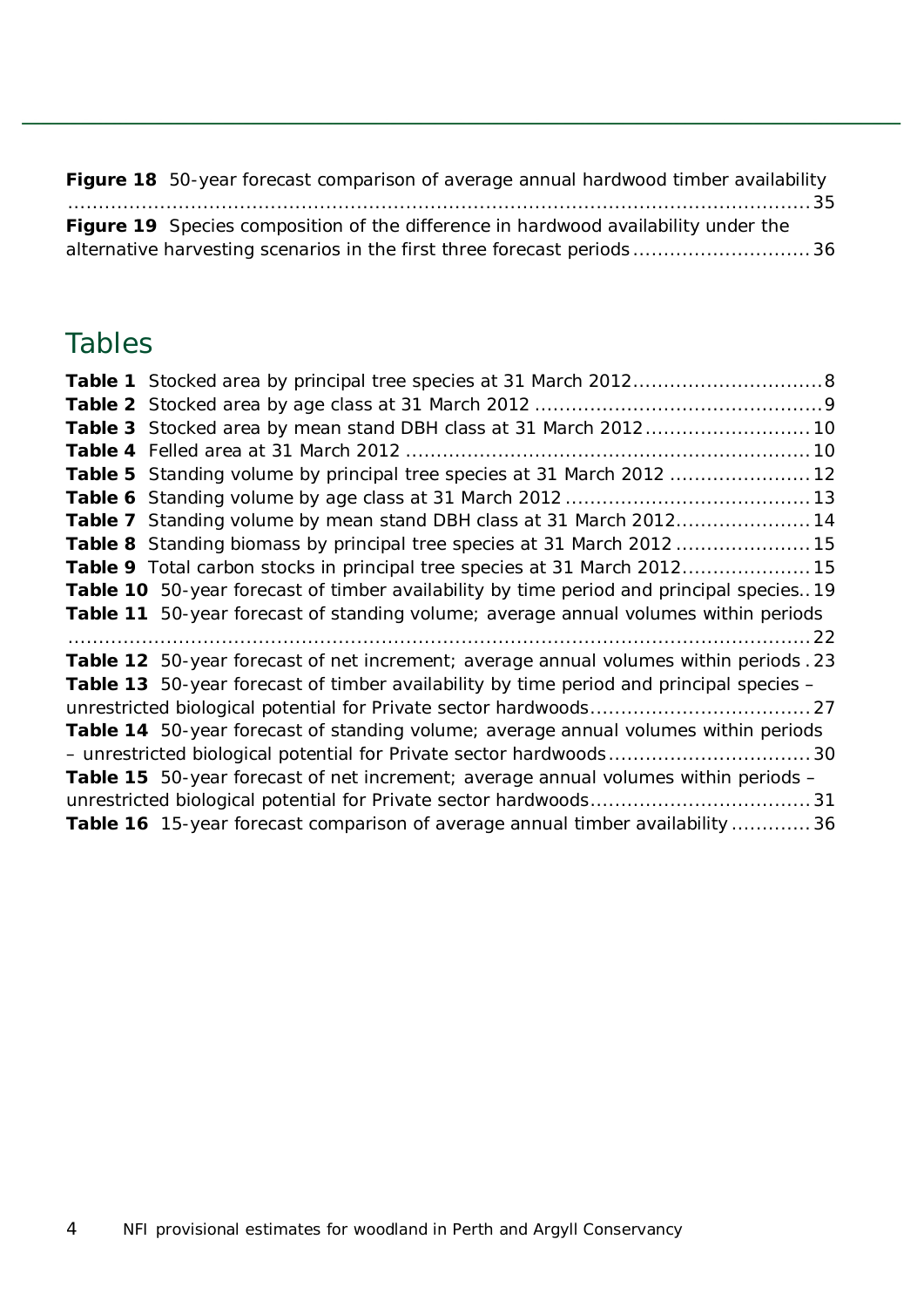**Figure 18** 50-year forecast comparison of average annual hardwood timber availability ........................................................................................................35
**Figure 19** Species composition of the difference in hardwood availability under the alternative harvesting scenarios in the first three forecast periods ............................36

## Tables

**Table 1** Stocked area by principal tree species at 31 March 2012..............................8
**Table 2** Stocked area by age class at 31 March 2012 ..............................................9
**Table 3** Stocked area by mean stand DBH class at 31 March 2012...........................10
**Table 4** Felled area at 31 March 2012 .................................................................10
**Table 5** Standing volume by principal tree species at 31 March 2012 .......................12
**Table 6** Standing volume by age class at 31 March 2012 ........................................13
**Table 7** Standing volume by mean stand DBH class at 31 March 2012......................14
**Table 8** Standing biomass by principal tree species at 31 March 2012 ......................15
**Table 9** Total carbon stocks in principal tree species at 31 March 2012.....................15
**Table 10** 50-year forecast of timber availability by time period and principal species..19
**Table 11** 50-year forecast of standing volume; average annual volumes within periods ........................................................................................................22
**Table 12** 50-year forecast of net increment; average annual volumes within periods .23
**Table 13** 50-year forecast of timber availability by time period and principal species – unrestricted biological potential for Private sector hardwoods....................................27
**Table 14** 50-year forecast of standing volume; average annual volumes within periods – unrestricted biological potential for Private sector hardwoods.................................30
**Table 15** 50-year forecast of net increment; average annual volumes within periods – unrestricted biological potential for Private sector hardwoods....................................31
**Table 16** 15-year forecast comparison of average annual timber availability .............36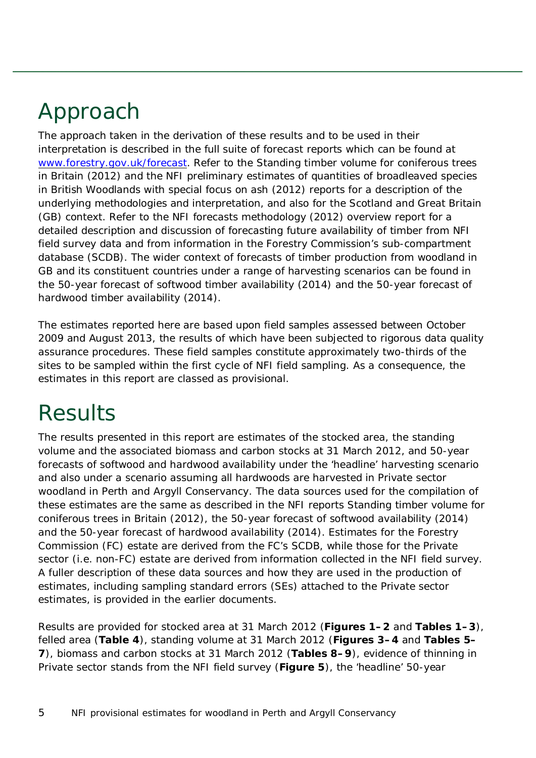# Approach

The approach taken in the derivation of these results and to be used in their interpretation is described in the full suite of forecast reports which can be found at [www.forestry.gov.uk/forecast](www.forestry.gov.uk/forecast). Refer to the Standing timber volume for coniferous trees in Britain (2012) and the NFI preliminary estimates of quantities of broadleaved species in British Woodlands with special focus on ash (2012) reports for a description of the underlying methodologies and interpretation, and also for the Scotland and Great Britain (GB) context. Refer to the NFI forecasts methodology (2012) overview report for a detailed description and discussion of forecasting future availability of timber from NFI field survey data and from information in the Forestry Commission's sub-compartment database (SCDB). The wider context of forecasts of timber production from woodland in GB and its constituent countries under a range of harvesting scenarios can be found in the 50-year forecast of softwood timber availability (2014) and the 50-year forecast of hardwood timber availability (2014).

The estimates reported here are based upon field samples assessed between October 2009 and August 2013, the results of which have been subjected to rigorous data quality assurance procedures. These field samples constitute approximately two-thirds of the sites to be sampled within the first cycle of NFI field sampling. As a consequence, the estimates in this report are classed as provisional.

# Results

The results presented in this report are estimates of the stocked area, the standing volume and the associated biomass and carbon stocks at 31 March 2012, and 50-year forecasts of softwood and hardwood availability under the 'headline' harvesting scenario and also under a scenario assuming all hardwoods are harvested in Private sector woodland in Perth and Argyll Conservancy. The data sources used for the compilation of these estimates are the same as described in the NFI reports Standing timber volume for coniferous trees in Britain (2012), the 50-year forecast of softwood availability (2014) and the 50-year forecast of hardwood availability (2014). Estimates for the Forestry Commission (FC) estate are derived from the FC's SCDB, while those for the Private sector (i.e. non-FC) estate are derived from information collected in the NFI field survey. A fuller description of these data sources and how they are used in the production of estimates, including sampling standard errors (SEs) attached to the Private sector estimates, is provided in the earlier documents.

Results are provided for stocked area at 31 March 2012 (**Figures 1–2** and **Tables 1–3**), felled area (**Table 4**), standing volume at 31 March 2012 (**Figures 3–4** and **Tables 5–7**), biomass and carbon stocks at 31 March 2012 (**Tables 8–9**), evidence of thinning in Private sector stands from the NFI field survey (**Figure 5**), the 'headline' 50-year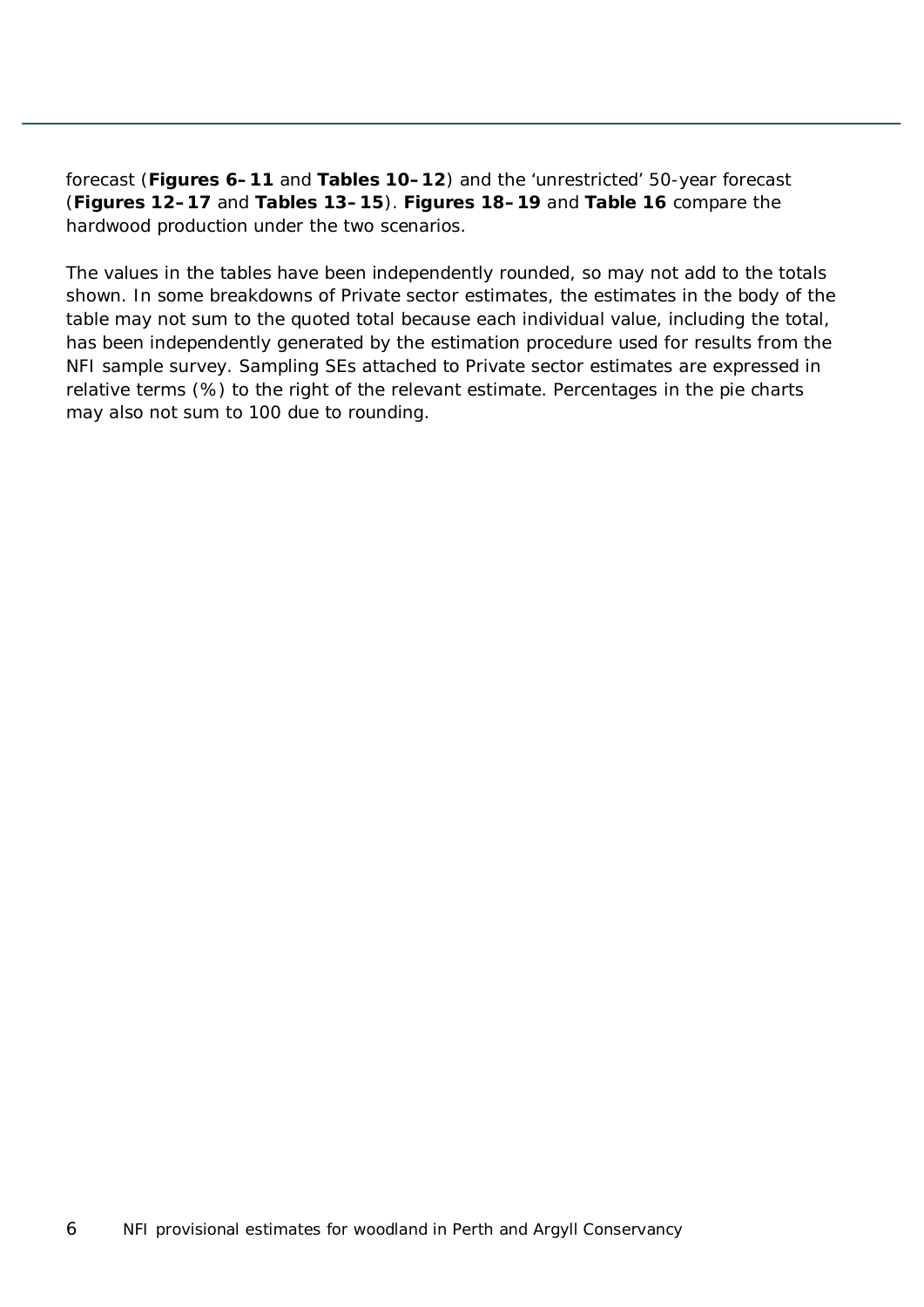forecast (**Figures 6–11** and **Tables 10–12**) and the 'unrestricted' 50-year forecast (**Figures 12–17** and **Tables 13–15**). **Figures 18–19** and **Table 16** compare the hardwood production under the two scenarios.

The values in the tables have been independently rounded, so may not add to the totals shown. In some breakdowns of Private sector estimates, the estimates in the body of the table may not sum to the quoted total because each individual value, including the total, has been independently generated by the estimation procedure used for results from the NFI sample survey. Sampling SEs attached to Private sector estimates are expressed in relative terms (%) to the right of the relevant estimate. Percentages in the pie charts may also not sum to 100 due to rounding.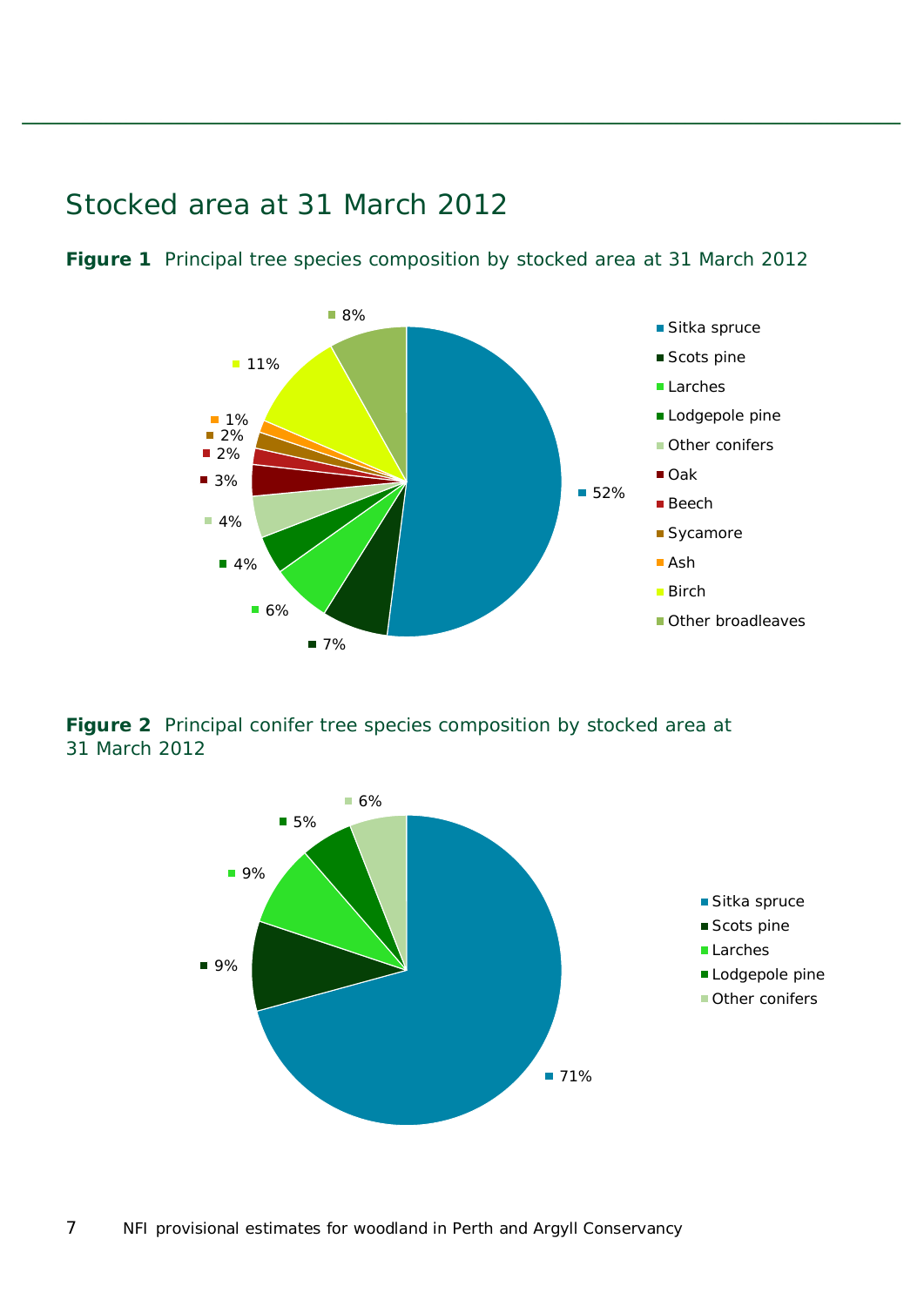## Stocked area at 31 March 2012

**Figure 1** Principal tree species composition by stocked area at 31 March 2012

| Species | % |
|---|---|
| Sitka spruce | 52% |
| Scots pine | 7% |
| Larches | 6% |
| Lodgepole pine | 4% |
| Other conifers | 4% |
| Oak | 3% |
| Beech | 2% |
| Sycamore | 2% |
| Ash | 1% |
| Birch | 11% |
| Other broadleaves | 8% |

**Figure 2** Principal conifer tree species composition by stocked area at 31 March 2012

| Species | % |
|---|---|
| Sitka spruce | 71% |
| Scots pine | 9% |
| Larches | 9% |
| Lodgepole pine | 5% |
| Other conifers | 6% |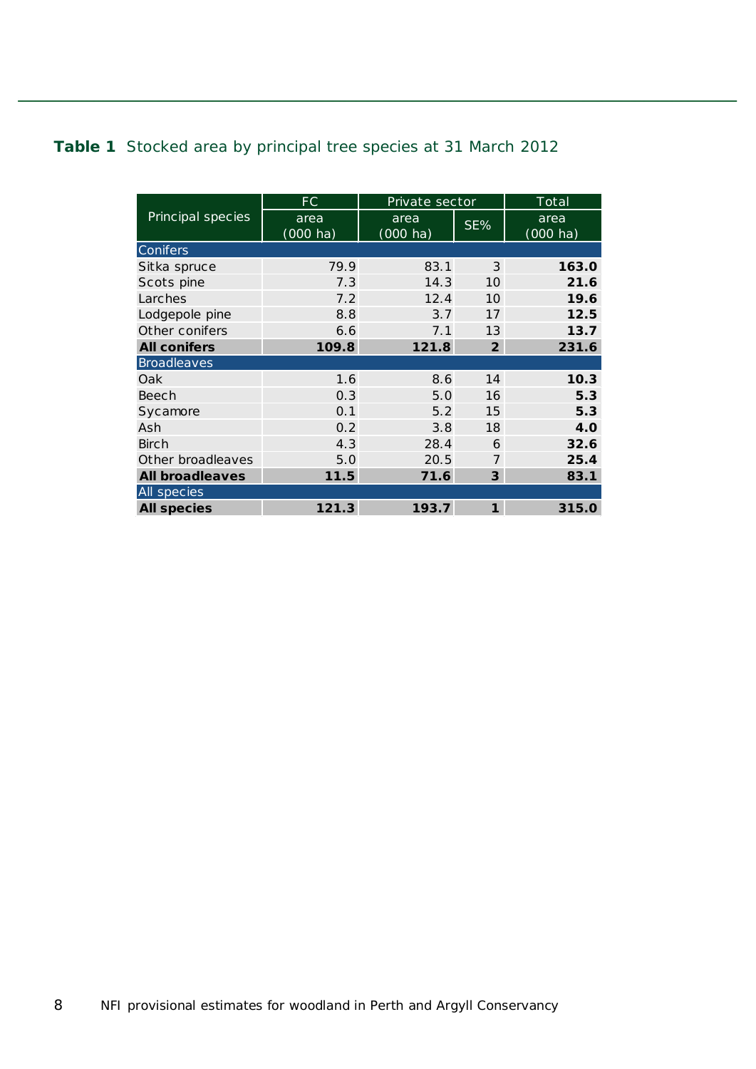**Table 1** Stocked area by principal tree species at 31 March 2012

| Principal species | FC | Private sector | | Total |
|---|---|---|---|---|
| | area (000 ha) | area (000 ha) | SE% | area (000 ha) |
| **Conifers** | | | | |
| Sitka spruce | 79.9 | 83.1 | 3 | **163.0** |
| Scots pine | 7.3 | 14.3 | 10 | **21.6** |
| Larches | 7.2 | 12.4 | 10 | **19.6** |
| Lodgepole pine | 8.8 | 3.7 | 17 | **12.5** |
| Other conifers | 6.6 | 7.1 | 13 | **13.7** |
| **All conifers** | **109.8** | **121.8** | **2** | **231.6** |
| **Broadleaves** | | | | |
| Oak | 1.6 | 8.6 | 14 | **10.3** |
| Beech | 0.3 | 5.0 | 16 | **5.3** |
| Sycamore | 0.1 | 5.2 | 15 | **5.3** |
| Ash | 0.2 | 3.8 | 18 | **4.0** |
| Birch | 4.3 | 28.4 | 6 | **32.6** |
| Other broadleaves | 5.0 | 20.5 | 7 | **25.4** |
| **All broadleaves** | **11.5** | **71.6** | **3** | **83.1** |
| **All species** | | | | |
| **All species** | **121.3** | **193.7** | **1** | **315.0** |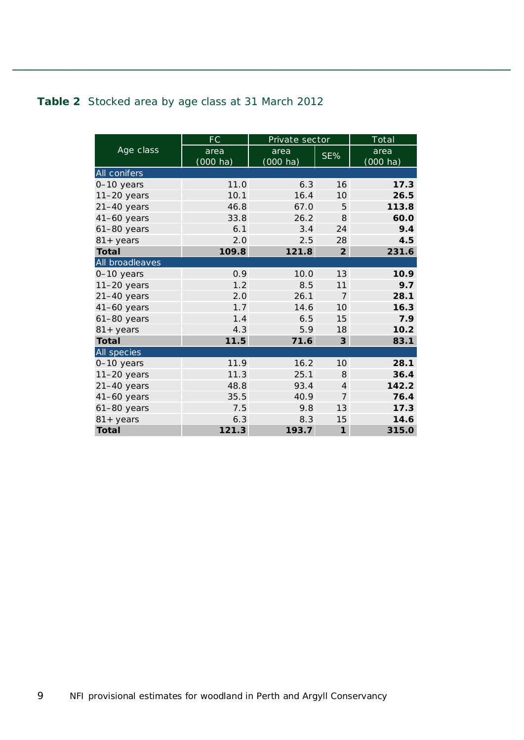**Table 2** Stocked area by age class at 31 March 2012

| Age class | FC | Private sector | | Total |
|---|---|---|---|---|
| | area (000 ha) | area (000 ha) | SE% | area (000 ha) |
| **All conifers** | | | | |
| 0–10 years | 11.0 | 6.3 | 16 | **17.3** |
| 11–20 years | 10.1 | 16.4 | 10 | **26.5** |
| 21–40 years | 46.8 | 67.0 | 5 | **113.8** |
| 41–60 years | 33.8 | 26.2 | 8 | **60.0** |
| 61–80 years | 6.1 | 3.4 | 24 | **9.4** |
| 81+ years | 2.0 | 2.5 | 28 | **4.5** |
| **Total** | **109.8** | **121.8** | **2** | **231.6** |
| **All broadleaves** | | | | |
| 0–10 years | 0.9 | 10.0 | 13 | **10.9** |
| 11–20 years | 1.2 | 8.5 | 11 | **9.7** |
| 21–40 years | 2.0 | 26.1 | 7 | **28.1** |
| 41–60 years | 1.7 | 14.6 | 10 | **16.3** |
| 61–80 years | 1.4 | 6.5 | 15 | **7.9** |
| 81+ years | 4.3 | 5.9 | 18 | **10.2** |
| **Total** | **11.5** | **71.6** | **3** | **83.1** |
| **All species** | | | | |
| 0–10 years | 11.9 | 16.2 | 10 | **28.1** |
| 11–20 years | 11.3 | 25.1 | 8 | **36.4** |
| 21–40 years | 48.8 | 93.4 | 4 | **142.2** |
| 41–60 years | 35.5 | 40.9 | 7 | **76.4** |
| 61–80 years | 7.5 | 9.8 | 13 | **17.3** |
| 81+ years | 6.3 | 8.3 | 15 | **14.6** |
| **Total** | **121.3** | **193.7** | **1** | **315.0** |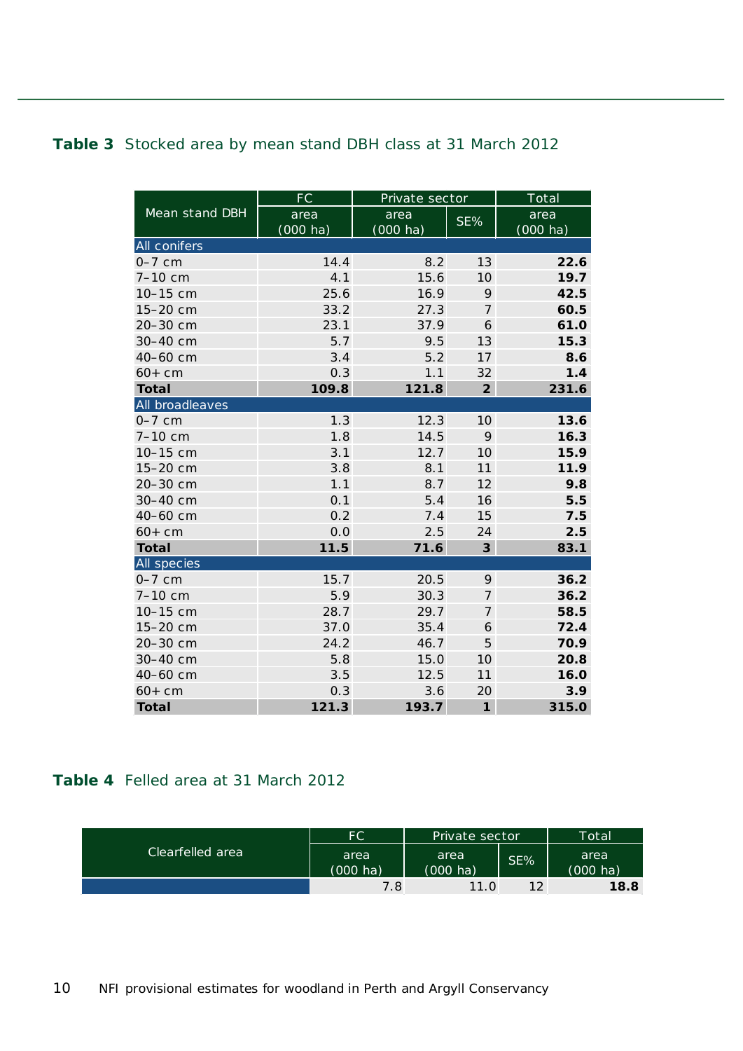**Table 3** Stocked area by mean stand DBH class at 31 March 2012

| Mean stand DBH | FC | Private sector | | Total |
|---|---|---|---|---|
| | area (000 ha) | area (000 ha) | SE% | area (000 ha) |
| **All conifers** | | | | |
| 0–7 cm | 14.4 | 8.2 | 13 | **22.6** |
| 7–10 cm | 4.1 | 15.6 | 10 | **19.7** |
| 10–15 cm | 25.6 | 16.9 | 9 | **42.5** |
| 15–20 cm | 33.2 | 27.3 | 7 | **60.5** |
| 20–30 cm | 23.1 | 37.9 | 6 | **61.0** |
| 30–40 cm | 5.7 | 9.5 | 13 | **15.3** |
| 40–60 cm | 3.4 | 5.2 | 17 | **8.6** |
| 60+ cm | 0.3 | 1.1 | 32 | **1.4** |
| **Total** | **109.8** | **121.8** | **2** | **231.6** |
| **All broadleaves** | | | | |
| 0–7 cm | 1.3 | 12.3 | 10 | **13.6** |
| 7–10 cm | 1.8 | 14.5 | 9 | **16.3** |
| 10–15 cm | 3.1 | 12.7 | 10 | **15.9** |
| 15–20 cm | 3.8 | 8.1 | 11 | **11.9** |
| 20–30 cm | 1.1 | 8.7 | 12 | **9.8** |
| 30–40 cm | 0.1 | 5.4 | 16 | **5.5** |
| 40–60 cm | 0.2 | 7.4 | 15 | **7.5** |
| 60+ cm | 0.0 | 2.5 | 24 | **2.5** |
| **Total** | **11.5** | **71.6** | **3** | **83.1** |
| **All species** | | | | |
| 0–7 cm | 15.7 | 20.5 | 9 | **36.2** |
| 7–10 cm | 5.9 | 30.3 | 7 | **36.2** |
| 10–15 cm | 28.7 | 29.7 | 7 | **58.5** |
| 15–20 cm | 37.0 | 35.4 | 6 | **72.4** |
| 20–30 cm | 24.2 | 46.7 | 5 | **70.9** |
| 30–40 cm | 5.8 | 15.0 | 10 | **20.8** |
| 40–60 cm | 3.5 | 12.5 | 11 | **16.0** |
| 60+ cm | 0.3 | 3.6 | 20 | **3.9** |
| **Total** | **121.3** | **193.7** | **1** | **315.0** |

**Table 4** Felled area at 31 March 2012

| Clearfelled area | FC | Private sector | | Total |
|---|---|---|---|---|
| | area (000 ha) | area (000 ha) | SE% | area (000 ha) |
| | 7.8 | 11.0 | 12 | **18.8** |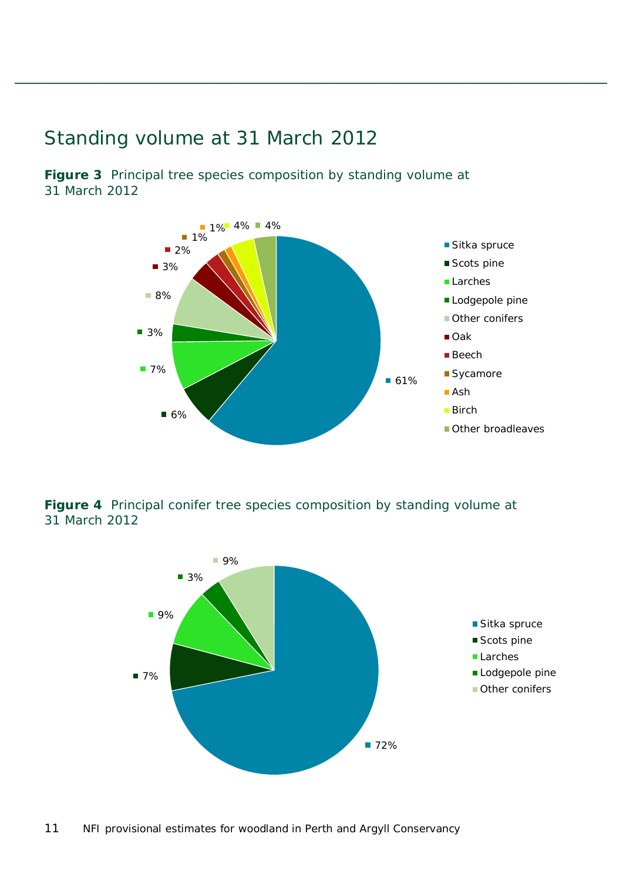## Standing volume at 31 March 2012

**Figure 3** Principal tree species composition by standing volume at 31 March 2012

| Species | Percentage |
|---|---|
| Sitka spruce | 61% |
| Scots pine | 6% |
| Larches | 7% |
| Lodgepole pine | 3% |
| Other conifers | 8% |
| Oak | 3% |
| Beech | 2% |
| Sycamore | 1% |
| Ash | 1% |
| Birch | 4% |
| Other broadleaves | 4% |

**Figure 4** Principal conifer tree species composition by standing volume at 31 March 2012

| Species | Percentage |
|---|---|
| Sitka spruce | 72% |
| Scots pine | 7% |
| Larches | 9% |
| Lodgepole pine | 3% |
| Other conifers | 9% |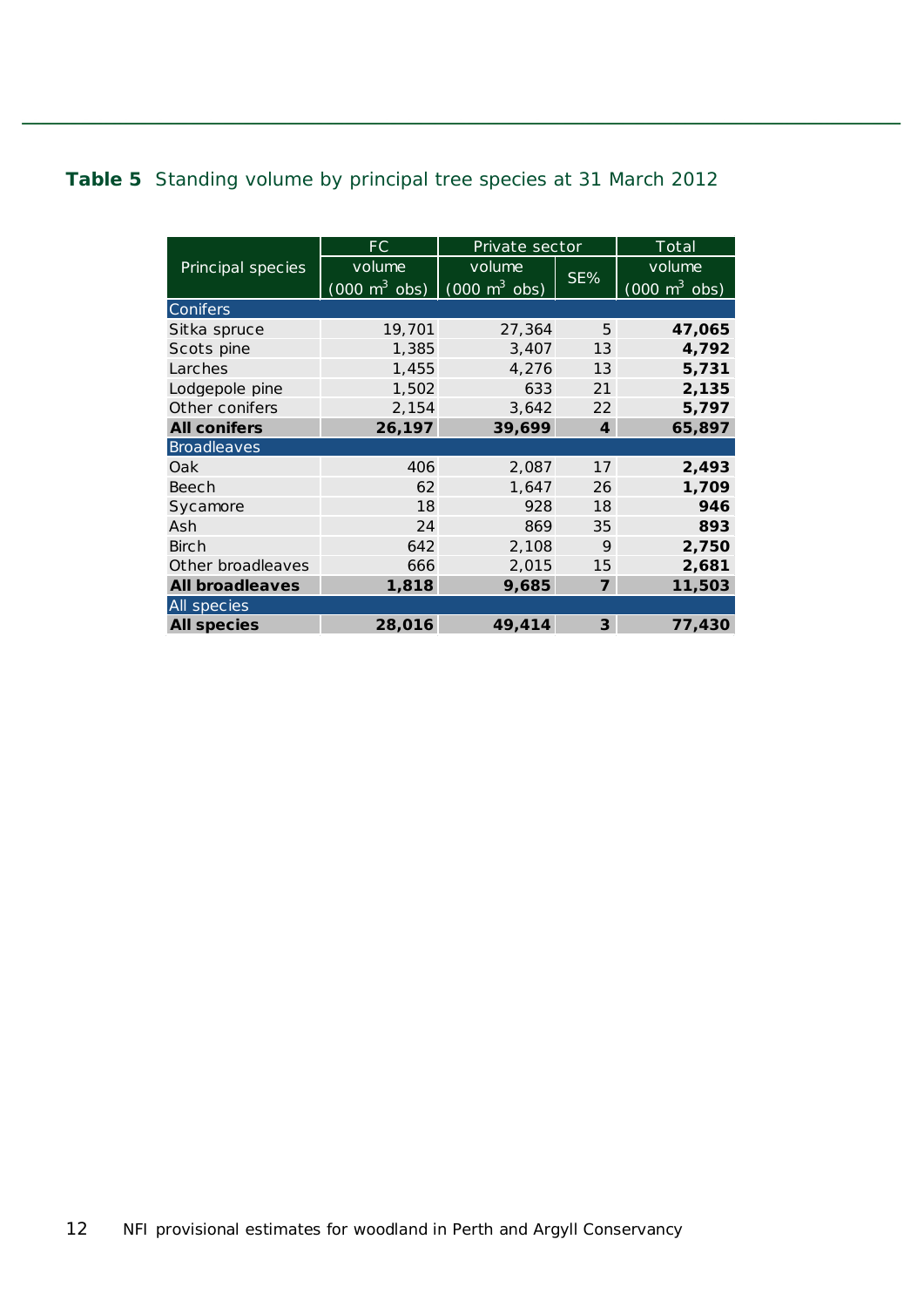**Table 5** Standing volume by principal tree species at 31 March 2012

| Principal species | FC | Private sector | | Total |
|---|---|---|---|---|
| | volume (000 $m^3$ obs) | volume (000 $m^3$ obs) | SE% | volume (000 $m^3$ obs) |
| Conifers | | | | |
| Sitka spruce | 19,701 | 27,364 | 5 | **47,065** |
| Scots pine | 1,385 | 3,407 | 13 | **4,792** |
| Larches | 1,455 | 4,276 | 13 | **5,731** |
| Lodgepole pine | 1,502 | 633 | 21 | **2,135** |
| Other conifers | 2,154 | 3,642 | 22 | **5,797** |
| **All conifers** | **26,197** | **39,699** | **4** | **65,897** |
| Broadleaves | | | | |
| Oak | 406 | 2,087 | 17 | **2,493** |
| Beech | 62 | 1,647 | 26 | **1,709** |
| Sycamore | 18 | 928 | 18 | **946** |
| Ash | 24 | 869 | 35 | **893** |
| Birch | 642 | 2,108 | 9 | **2,750** |
| Other broadleaves | 666 | 2,015 | 15 | **2,681** |
| **All broadleaves** | **1,818** | **9,685** | **7** | **11,503** |
| All species | | | | |
| **All species** | **28,016** | **49,414** | **3** | **77,430** |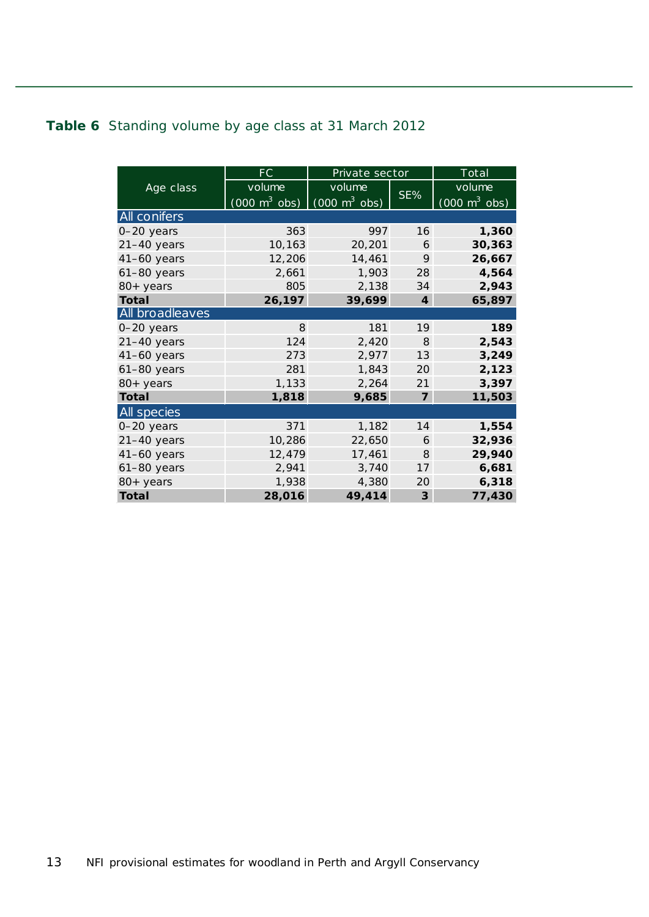**Table 6** Standing volume by age class at 31 March 2012

| Age class | FC | Private sector | | Total |
|---|---|---|---|---|
| | volume (000 $m^3$ obs) | volume (000 $m^3$ obs) | SE% | volume (000 $m^3$ obs) |
| **All conifers** | | | | |
| 0–20 years | 363 | 997 | 16 | **1,360** |
| 21–40 years | 10,163 | 20,201 | 6 | **30,363** |
| 41–60 years | 12,206 | 14,461 | 9 | **26,667** |
| 61–80 years | 2,661 | 1,903 | 28 | **4,564** |
| 80+ years | 805 | 2,138 | 34 | **2,943** |
| **Total** | **26,197** | **39,699** | **4** | **65,897** |
| **All broadleaves** | | | | |
| 0–20 years | 8 | 181 | 19 | **189** |
| 21–40 years | 124 | 2,420 | 8 | **2,543** |
| 41–60 years | 273 | 2,977 | 13 | **3,249** |
| 61–80 years | 281 | 1,843 | 20 | **2,123** |
| 80+ years | 1,133 | 2,264 | 21 | **3,397** |
| **Total** | **1,818** | **9,685** | **7** | **11,503** |
| **All species** | | | | |
| 0–20 years | 371 | 1,182 | 14 | **1,554** |
| 21–40 years | 10,286 | 22,650 | 6 | **32,936** |
| 41–60 years | 12,479 | 17,461 | 8 | **29,940** |
| 61–80 years | 2,941 | 3,740 | 17 | **6,681** |
| 80+ years | 1,938 | 4,380 | 20 | **6,318** |
| **Total** | **28,016** | **49,414** | **3** | **77,430** |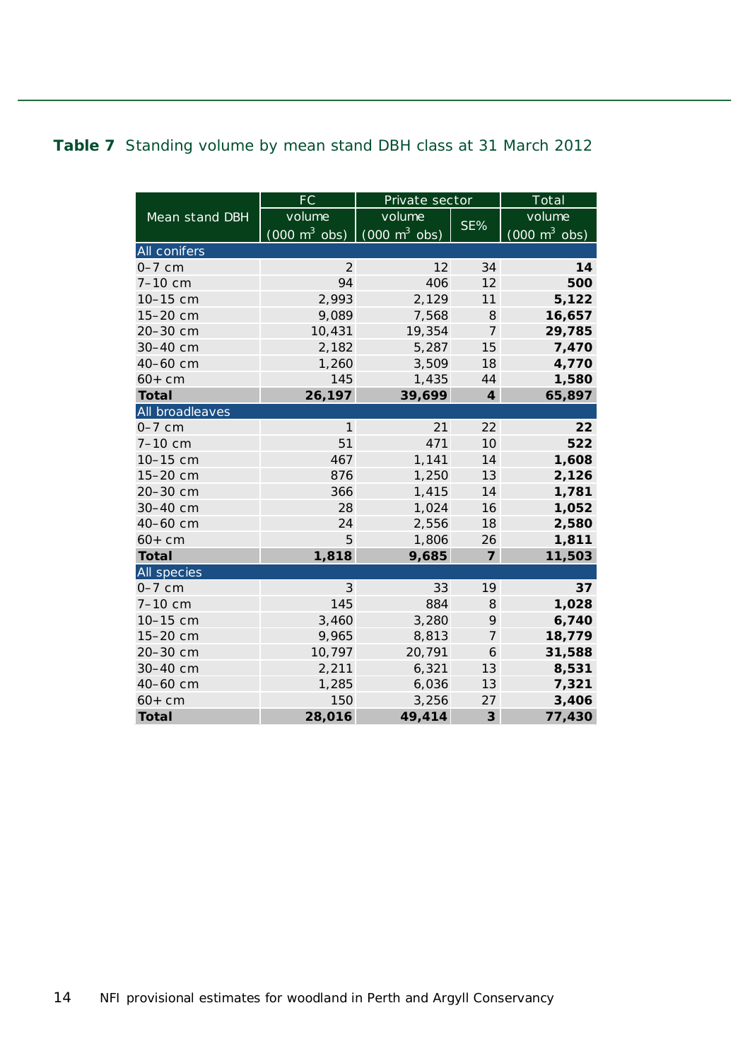**Table 7** Standing volume by mean stand DBH class at 31 March 2012

| Mean stand DBH | FC | Private sector | | Total |
|---|---|---|---|---|
| | volume (000 $m^3$ obs) | volume (000 $m^3$ obs) | SE% | volume (000 $m^3$ obs) |
| **All conifers** | | | | |
| 0–7 cm | 2 | 12 | 34 | **14** |
| 7–10 cm | 94 | 406 | 12 | **500** |
| 10–15 cm | 2,993 | 2,129 | 11 | **5,122** |
| 15–20 cm | 9,089 | 7,568 | 8 | **16,657** |
| 20–30 cm | 10,431 | 19,354 | 7 | **29,785** |
| 30–40 cm | 2,182 | 5,287 | 15 | **7,470** |
| 40–60 cm | 1,260 | 3,509 | 18 | **4,770** |
| 60+ cm | 145 | 1,435 | 44 | **1,580** |
| **Total** | **26,197** | **39,699** | **4** | **65,897** |
| **All broadleaves** | | | | |
| 0–7 cm | 1 | 21 | 22 | **22** |
| 7–10 cm | 51 | 471 | 10 | **522** |
| 10–15 cm | 467 | 1,141 | 14 | **1,608** |
| 15–20 cm | 876 | 1,250 | 13 | **2,126** |
| 20–30 cm | 366 | 1,415 | 14 | **1,781** |
| 30–40 cm | 28 | 1,024 | 16 | **1,052** |
| 40–60 cm | 24 | 2,556 | 18 | **2,580** |
| 60+ cm | 5 | 1,806 | 26 | **1,811** |
| **Total** | **1,818** | **9,685** | **7** | **11,503** |
| **All species** | | | | |
| 0–7 cm | 3 | 33 | 19 | **37** |
| 7–10 cm | 145 | 884 | 8 | **1,028** |
| 10–15 cm | 3,460 | 3,280 | 9 | **6,740** |
| 15–20 cm | 9,965 | 8,813 | 7 | **18,779** |
| 20–30 cm | 10,797 | 20,791 | 6 | **31,588** |
| 30–40 cm | 2,211 | 6,321 | 13 | **8,531** |
| 40–60 cm | 1,285 | 6,036 | 13 | **7,321** |
| 60+ cm | 150 | 3,256 | 27 | **3,406** |
| **Total** | **28,016** | **49,414** | **3** | **77,430** |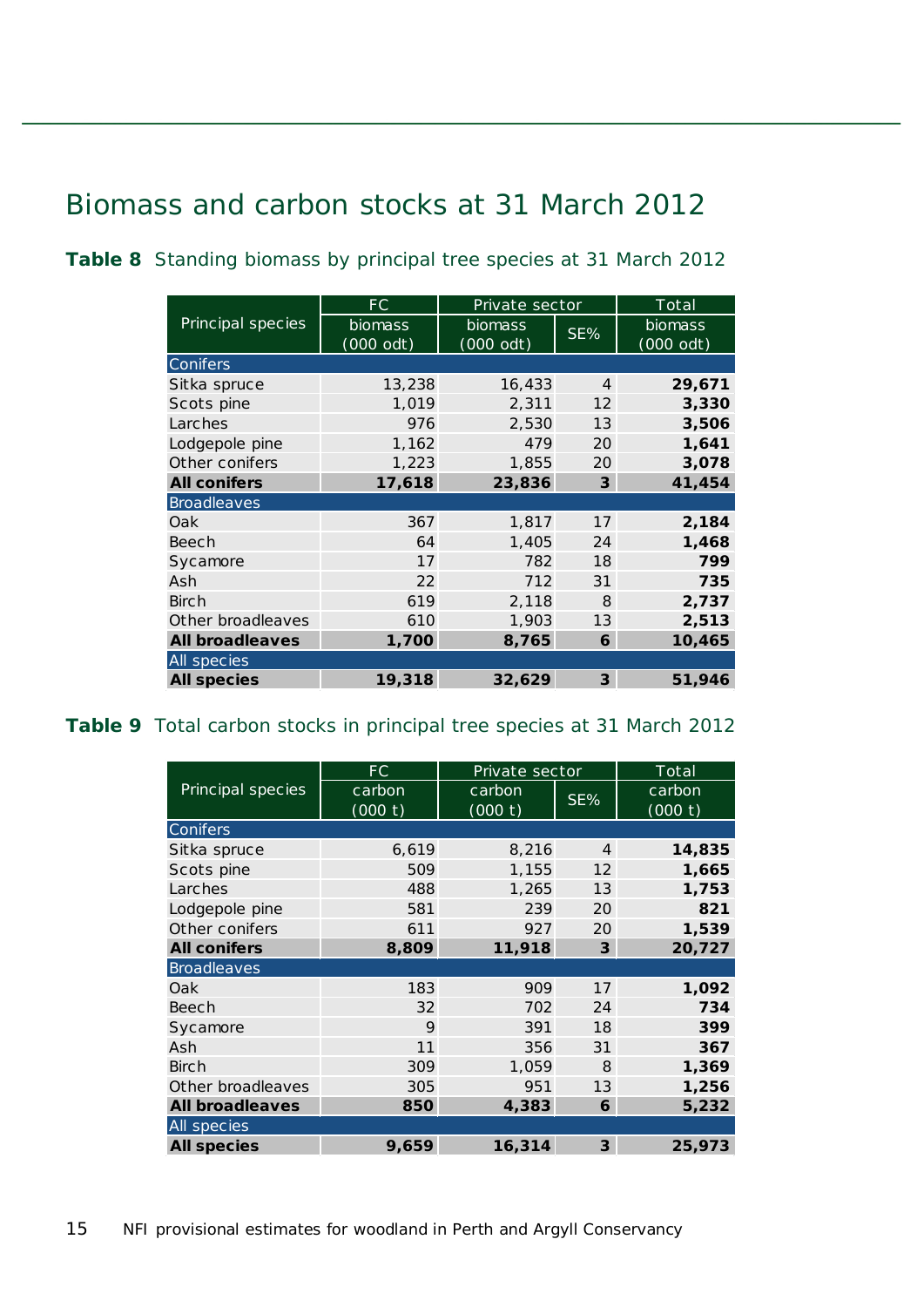# Biomass and carbon stocks at 31 March 2012

**Table 8** Standing biomass by principal tree species at 31 March 2012

| Principal species | FC | Private sector | | Total |
|---|---|---|---|---|
| | biomass (000 odt) | biomass (000 odt) | SE% | biomass (000 odt) |
| **Conifers** | | | | |
| Sitka spruce | 13,238 | 16,433 | 4 | **29,671** |
| Scots pine | 1,019 | 2,311 | 12 | **3,330** |
| Larches | 976 | 2,530 | 13 | **3,506** |
| Lodgepole pine | 1,162 | 479 | 20 | **1,641** |
| Other conifers | 1,223 | 1,855 | 20 | **3,078** |
| **All conifers** | **17,618** | **23,836** | **3** | **41,454** |
| **Broadleaves** | | | | |
| Oak | 367 | 1,817 | 17 | **2,184** |
| Beech | 64 | 1,405 | 24 | **1,468** |
| Sycamore | 17 | 782 | 18 | **799** |
| Ash | 22 | 712 | 31 | **735** |
| Birch | 619 | 2,118 | 8 | **2,737** |
| Other broadleaves | 610 | 1,903 | 13 | **2,513** |
| **All broadleaves** | **1,700** | **8,765** | **6** | **10,465** |
| **All species** | | | | |
| **All species** | **19,318** | **32,629** | **3** | **51,946** |

**Table 9** Total carbon stocks in principal tree species at 31 March 2012

| Principal species | FC | Private sector | | Total |
|---|---|---|---|---|
| | carbon (000 t) | carbon (000 t) | SE% | carbon (000 t) |
| **Conifers** | | | | |
| Sitka spruce | 6,619 | 8,216 | 4 | **14,835** |
| Scots pine | 509 | 1,155 | 12 | **1,665** |
| Larches | 488 | 1,265 | 13 | **1,753** |
| Lodgepole pine | 581 | 239 | 20 | **821** |
| Other conifers | 611 | 927 | 20 | **1,539** |
| **All conifers** | **8,809** | **11,918** | **3** | **20,727** |
| **Broadleaves** | | | | |
| Oak | 183 | 909 | 17 | **1,092** |
| Beech | 32 | 702 | 24 | **734** |
| Sycamore | 9 | 391 | 18 | **399** |
| Ash | 11 | 356 | 31 | **367** |
| Birch | 309 | 1,059 | 8 | **1,369** |
| Other broadleaves | 305 | 951 | 13 | **1,256** |
| **All broadleaves** | **850** | **4,383** | **6** | **5,232** |
| **All species** | | | | |
| **All species** | **9,659** | **16,314** | **3** | **25,973** |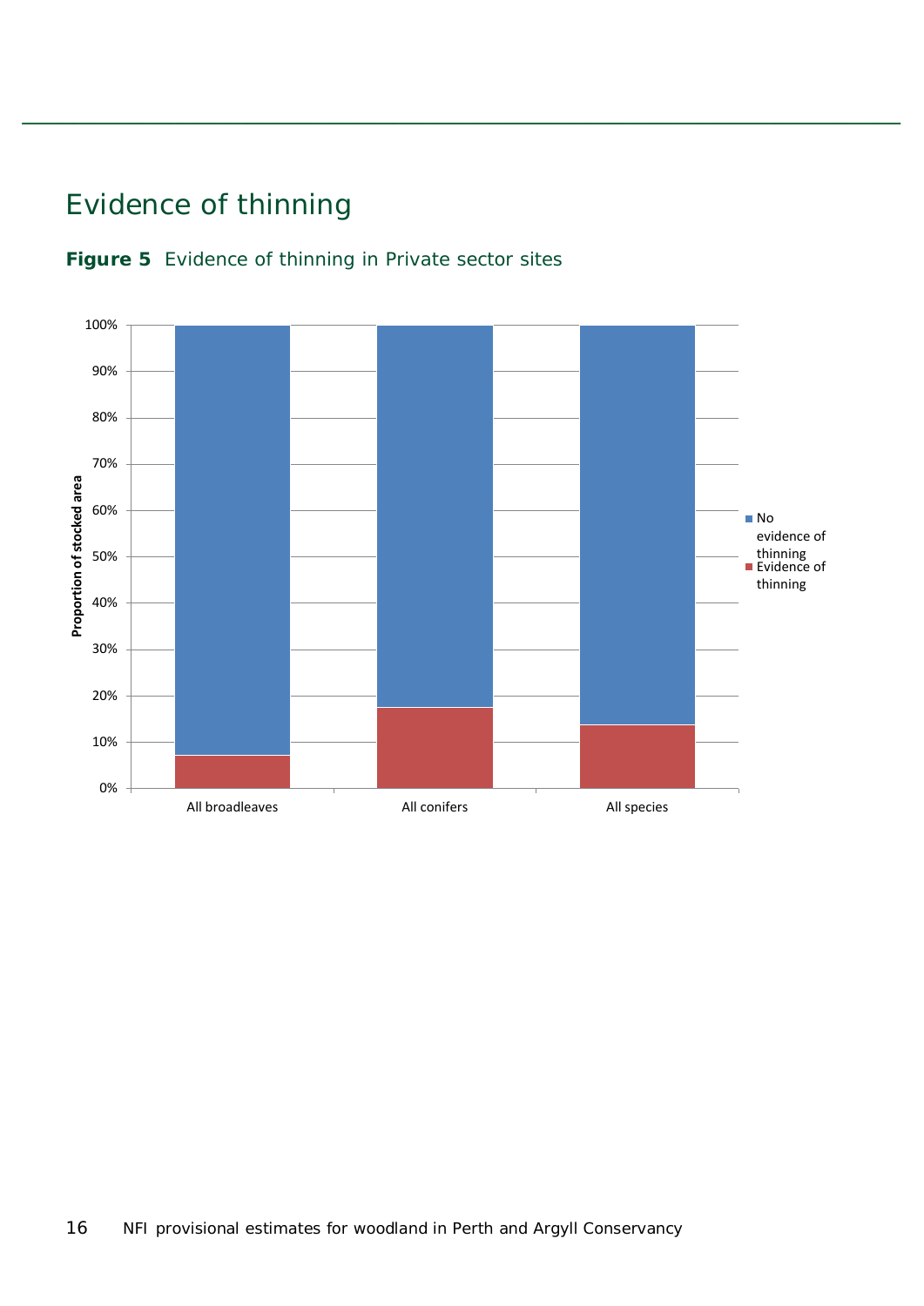# Evidence of thinning

**Figure 5** Evidence of thinning in Private sector sites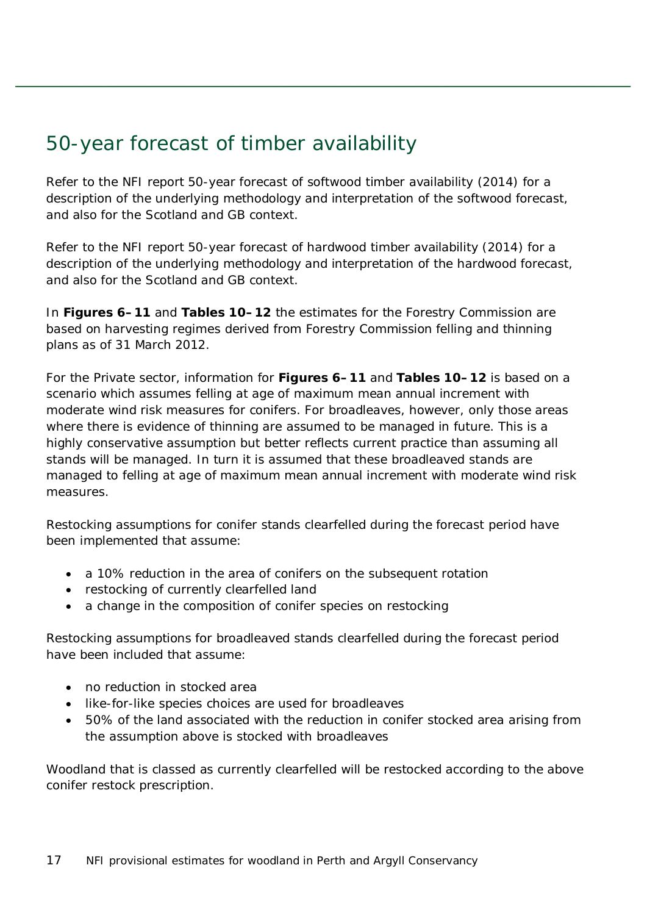# 50-year forecast of timber availability

Refer to the NFI report 50-year forecast of softwood timber availability (2014) for a description of the underlying methodology and interpretation of the softwood forecast, and also for the Scotland and GB context.

Refer to the NFI report 50-year forecast of hardwood timber availability (2014) for a description of the underlying methodology and interpretation of the hardwood forecast, and also for the Scotland and GB context.

In **Figures 6–11** and **Tables 10–12** the estimates for the Forestry Commission are based on harvesting regimes derived from Forestry Commission felling and thinning plans as of 31 March 2012.

For the Private sector, information for **Figures 6–11** and **Tables 10–12** is based on a scenario which assumes felling at age of maximum mean annual increment with moderate wind risk measures for conifers. For broadleaves, however, only those areas where there is evidence of thinning are assumed to be managed in future. This is a highly conservative assumption but better reflects current practice than assuming all stands will be managed. In turn it is assumed that these broadleaved stands are managed to felling at age of maximum mean annual increment with moderate wind risk measures.

Restocking assumptions for conifer stands clearfelled during the forecast period have been implemented that assume:

- a 10% reduction in the area of conifers on the subsequent rotation
- restocking of currently clearfelled land
- a change in the composition of conifer species on restocking

Restocking assumptions for broadleaved stands clearfelled during the forecast period have been included that assume:

- no reduction in stocked area
- like-for-like species choices are used for broadleaves
- 50% of the land associated with the reduction in conifer stocked area arising from the assumption above is stocked with broadleaves

Woodland that is classed as currently clearfelled will be restocked according to the above conifer restock prescription.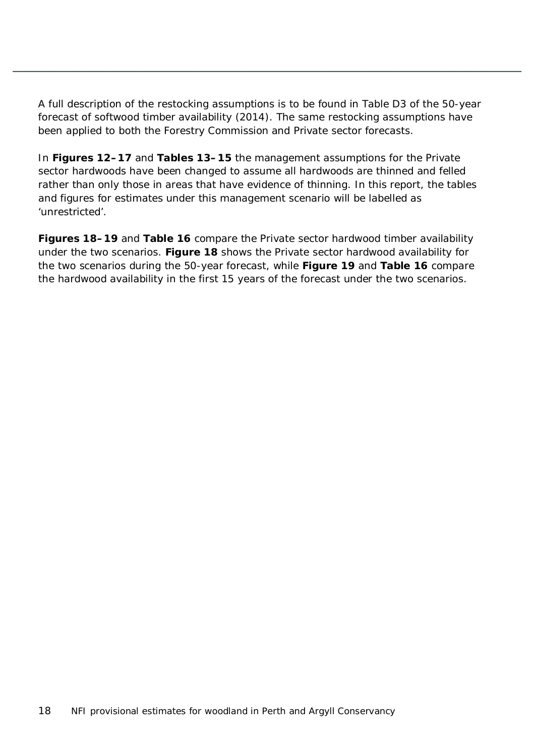A full description of the restocking assumptions is to be found in Table D3 of the 50-year forecast of softwood timber availability (2014). The same restocking assumptions have been applied to both the Forestry Commission and Private sector forecasts.

In **Figures 12–17** and **Tables 13–15** the management assumptions for the Private sector hardwoods have been changed to assume all hardwoods are thinned and felled rather than only those in areas that have evidence of thinning. In this report, the tables and figures for estimates under this management scenario will be labelled as 'unrestricted'.

**Figures 18–19** and **Table 16** compare the Private sector hardwood timber availability under the two scenarios. **Figure 18** shows the Private sector hardwood availability for the two scenarios during the 50-year forecast, while **Figure 19** and **Table 16** compare the hardwood availability in the first 15 years of the forecast under the two scenarios.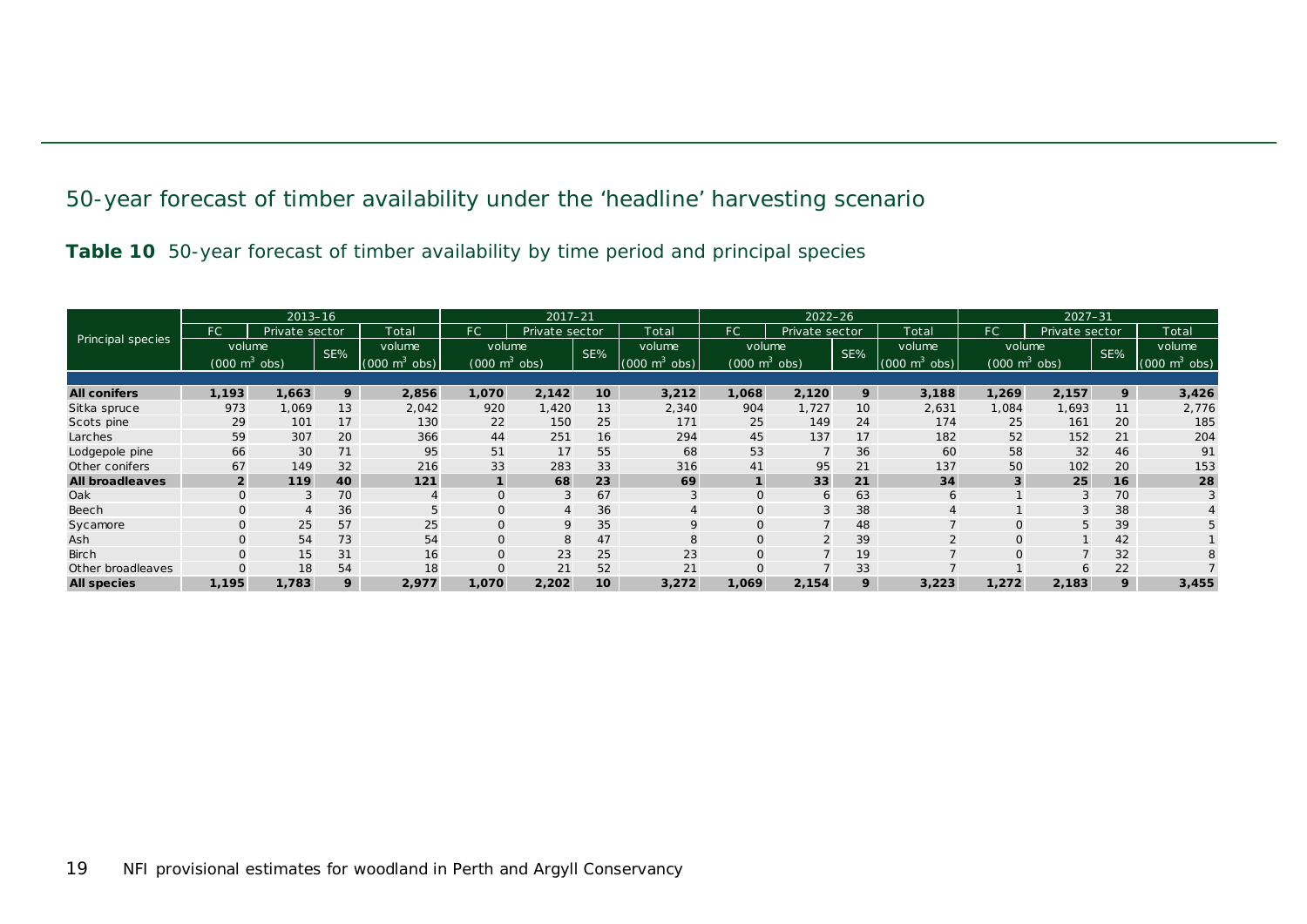## 50-year forecast of timber availability under the 'headline' harvesting scenario

**Table 10** 50-year forecast of timber availability by time period and principal species

| Principal species | 2013–16 | | | | 2017–21 | | | | 2022–26 | | | | 2027–31 | | | |
|---|---|---|---|---|---|---|---|---|---|---|---|---|---|---|---|---|
| | FC | Private sector | | Total | FC | Private sector | | Total | FC | Private sector | | Total | FC | Private sector | | Total |
| | volume (000 $m^3$ obs) | | SE% | volume (000 $m^3$ obs) | volume (000 $m^3$ obs) | | SE% | volume (000 $m^3$ obs) | volume (000 $m^3$ obs) | | SE% | volume (000 $m^3$ obs) | volume (000 $m^3$ obs) | | SE% | volume (000 $m^3$ obs) |
| **All conifers** | **1,193** | **1,663** | **9** | **2,856** | **1,070** | **2,142** | **10** | **3,212** | **1,068** | **2,120** | **9** | **3,188** | **1,269** | **2,157** | **9** | **3,426** |
| Sitka spruce | 973 | 1,069 | 13 | 2,042 | 920 | 1,420 | 13 | 2,340 | 904 | 1,727 | 10 | 2,631 | 1,084 | 1,693 | 11 | 2,776 |
| Scots pine | 29 | 101 | 17 | 130 | 22 | 150 | 25 | 171 | 25 | 149 | 24 | 174 | 25 | 161 | 20 | 185 |
| Larches | 59 | 307 | 20 | 366 | 44 | 251 | 16 | 294 | 45 | 137 | 17 | 182 | 52 | 152 | 21 | 204 |
| Lodgepole pine | 66 | 30 | 71 | 95 | 51 | 17 | 55 | 68 | 53 | 7 | 36 | 60 | 58 | 32 | 46 | 91 |
| Other conifers | 67 | 149 | 32 | 216 | 33 | 283 | 33 | 316 | 41 | 95 | 21 | 137 | 50 | 102 | 20 | 153 |
| **All broadleaves** | **2** | **119** | **40** | **121** | **1** | **68** | **23** | **69** | **1** | **33** | **21** | **34** | **3** | **25** | **16** | **28** |
| Oak | 0 | 3 | 70 | 4 | 0 | 3 | 67 | 3 | 0 | 6 | 63 | 6 | 1 | 3 | 70 | 3 |
| Beech | 0 | 4 | 36 | 5 | 0 | 4 | 36 | 4 | 0 | 3 | 38 | 4 | 1 | 3 | 38 | 4 |
| Sycamore | 0 | 25 | 57 | 25 | 0 | 9 | 35 | 9 | 0 | 7 | 48 | 7 | 0 | 5 | 39 | 5 |
| Ash | 0 | 54 | 73 | 54 | 0 | 8 | 47 | 8 | 0 | 2 | 39 | 2 | 0 | 1 | 42 | 1 |
| Birch | 0 | 15 | 31 | 16 | 0 | 23 | 25 | 23 | 0 | 7 | 19 | 7 | 0 | 7 | 32 | 8 |
| Other broadleaves | 0 | 18 | 54 | 18 | 0 | 21 | 52 | 21 | 0 | 7 | 33 | 7 | 1 | 6 | 22 | 7 |
| **All species** | **1,195** | **1,783** | **9** | **2,977** | **1,070** | **2,202** | **10** | **3,272** | **1,069** | **2,154** | **9** | **3,223** | **1,272** | **2,183** | **9** | **3,455** |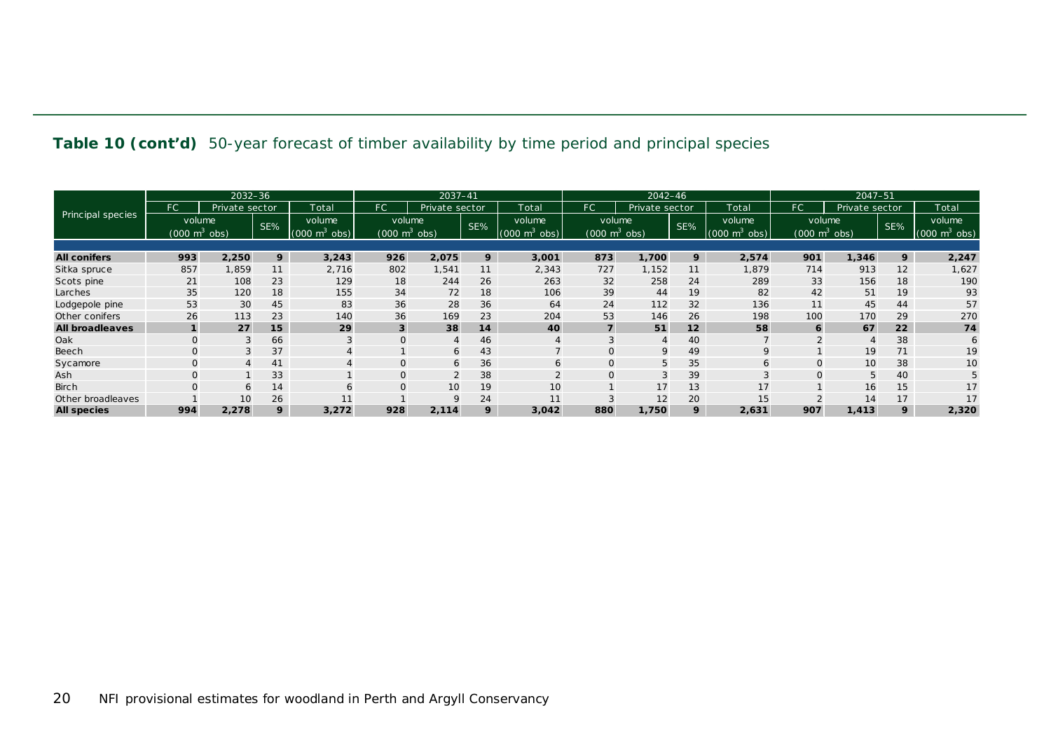**Table 10 (cont'd)** 50-year forecast of timber availability by time period and principal species

| Principal species | 2032–36 | | | | 2037–41 | | | | 2042–46 | | | | 2047–51 | | | |
|---|---|---|---|---|---|---|---|---|---|---|---|---|---|---|---|---|
| | FC | Private sector | | Total | FC | Private sector | | Total | FC | Private sector | | Total | FC | Private sector | | Total |
| | volume (000 $m^3$ obs) | | SE% | volume (000 $m^3$ obs) | volume (000 $m^3$ obs) | | SE% | volume (000 $m^3$ obs) | volume (000 $m^3$ obs) | | SE% | volume (000 $m^3$ obs) | volume (000 $m^3$ obs) | | SE% | volume (000 $m^3$ obs) |
| **All conifers** | **993** | **2,250** | **9** | **3,243** | **926** | **2,075** | **9** | **3,001** | **873** | **1,700** | **9** | **2,574** | **901** | **1,346** | **9** | **2,247** |
| Sitka spruce | 857 | 1,859 | 11 | 2,716 | 802 | 1,541 | 11 | 2,343 | 727 | 1,152 | 11 | 1,879 | 714 | 913 | 12 | 1,627 |
| Scots pine | 21 | 108 | 23 | 129 | 18 | 244 | 26 | 263 | 32 | 258 | 24 | 289 | 33 | 156 | 18 | 190 |
| Larches | 35 | 120 | 18 | 155 | 34 | 72 | 18 | 106 | 39 | 44 | 19 | 82 | 42 | 51 | 19 | 93 |
| Lodgepole pine | 53 | 30 | 45 | 83 | 36 | 28 | 36 | 64 | 24 | 112 | 32 | 136 | 11 | 45 | 44 | 57 |
| Other conifers | 26 | 113 | 23 | 140 | 36 | 169 | 23 | 204 | 53 | 146 | 26 | 198 | 100 | 170 | 29 | 270 |
| **All broadleaves** | **1** | **27** | **15** | **29** | **3** | **38** | **14** | **40** | **7** | **51** | **12** | **58** | **6** | **67** | **22** | **74** |
| Oak | 0 | 3 | 66 | 3 | 0 | 4 | 46 | 4 | 3 | 4 | 40 | 7 | 2 | 4 | 38 | 6 |
| Beech | 0 | 3 | 37 | 4 | 1 | 6 | 43 | 7 | 0 | 9 | 49 | 9 | 1 | 19 | 71 | 19 |
| Sycamore | 0 | 4 | 41 | 4 | 0 | 6 | 36 | 6 | 0 | 5 | 35 | 6 | 0 | 10 | 38 | 10 |
| Ash | 0 | 1 | 33 | 1 | 0 | 2 | 38 | 2 | 0 | 3 | 39 | 3 | 0 | 5 | 40 | 5 |
| Birch | 0 | 6 | 14 | 6 | 0 | 10 | 19 | 10 | 1 | 17 | 13 | 17 | 1 | 16 | 15 | 17 |
| Other broadleaves | 1 | 10 | 26 | 11 | 1 | 9 | 24 | 11 | 3 | 12 | 20 | 15 | 2 | 14 | 17 | 17 |
| **All species** | **994** | **2,278** | **9** | **3,272** | **928** | **2,114** | **9** | **3,042** | **880** | **1,750** | **9** | **2,631** | **907** | **1,413** | **9** | **2,320** |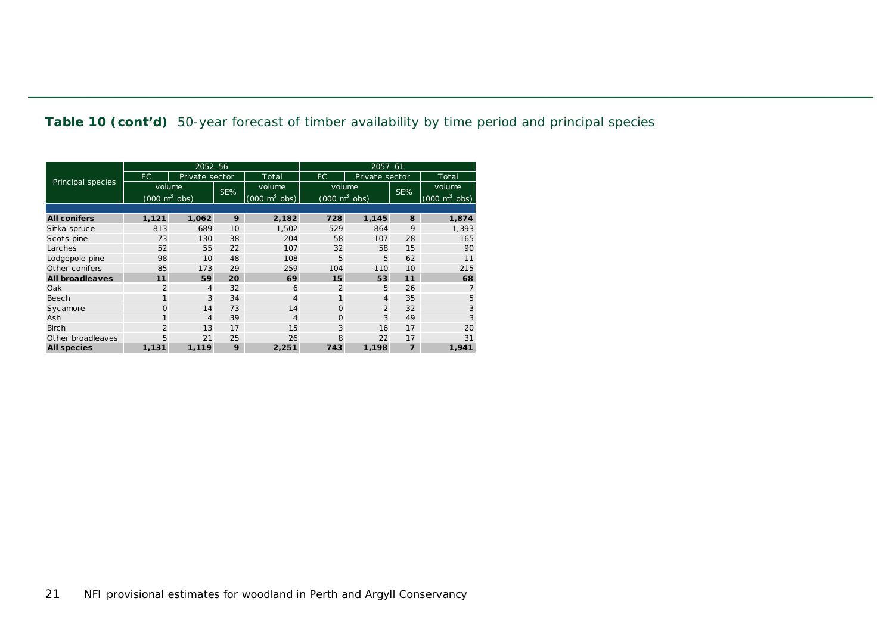**Table 10 (cont'd)** 50-year forecast of timber availability by time period and principal species

| Principal species | 2052–56 | | | | 2057–61 | | | |
|---|---|---|---|---|---|---|---|---|
| | FC | Private sector | | Total | FC | Private sector | | Total |
| | volume ($000\ m^3$ obs) | | SE% | volume ($000\ m^3$ obs) | volume ($000\ m^3$ obs) | | SE% | volume ($000\ m^3$ obs) |
| **All conifers** | **1,121** | **1,062** | **9** | **2,182** | **728** | **1,145** | **8** | **1,874** |
| Sitka spruce | 813 | 689 | 10 | 1,502 | 529 | 864 | 9 | 1,393 |
| Scots pine | 73 | 130 | 38 | 204 | 58 | 107 | 28 | 165 |
| Larches | 52 | 55 | 22 | 107 | 32 | 58 | 15 | 90 |
| Lodgepole pine | 98 | 10 | 48 | 108 | 5 | 5 | 62 | 11 |
| Other conifers | 85 | 173 | 29 | 259 | 104 | 110 | 10 | 215 |
| **All broadleaves** | **11** | **59** | **20** | **69** | **15** | **53** | **11** | **68** |
| Oak | 2 | 4 | 32 | 6 | 2 | 5 | 26 | 7 |
| Beech | 1 | 3 | 34 | 4 | 1 | 4 | 35 | 5 |
| Sycamore | 0 | 14 | 73 | 14 | 0 | 2 | 32 | 3 |
| Ash | 1 | 4 | 39 | 4 | 0 | 3 | 49 | 3 |
| Birch | 2 | 13 | 17 | 15 | 3 | 16 | 17 | 20 |
| Other broadleaves | 5 | 21 | 25 | 26 | 8 | 22 | 17 | 31 |
| **All species** | **1,131** | **1,119** | **9** | **2,251** | **743** | **1,198** | **7** | **1,941** |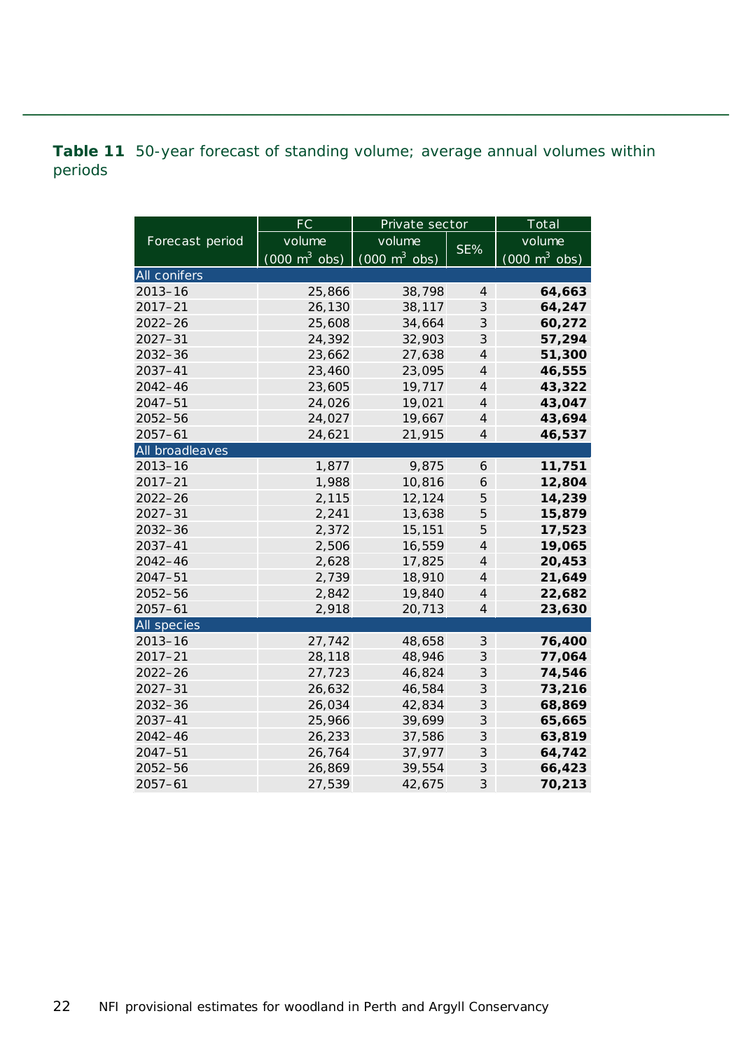**Table 11** 50-year forecast of standing volume; average annual volumes within periods

| Forecast period | FC | Private sector | | Total |
|---|---|---|---|---|
| | volume (000 $m^3$ obs) | volume (000 $m^3$ obs) | SE% | volume (000 $m^3$ obs) |
| **All conifers** | | | | |
| 2013–16 | 25,866 | 38,798 | 4 | **64,663** |
| 2017–21 | 26,130 | 38,117 | 3 | **64,247** |
| 2022–26 | 25,608 | 34,664 | 3 | **60,272** |
| 2027–31 | 24,392 | 32,903 | 3 | **57,294** |
| 2032–36 | 23,662 | 27,638 | 4 | **51,300** |
| 2037–41 | 23,460 | 23,095 | 4 | **46,555** |
| 2042–46 | 23,605 | 19,717 | 4 | **43,322** |
| 2047–51 | 24,026 | 19,021 | 4 | **43,047** |
| 2052–56 | 24,027 | 19,667 | 4 | **43,694** |
| 2057–61 | 24,621 | 21,915 | 4 | **46,537** |
| **All broadleaves** | | | | |
| 2013–16 | 1,877 | 9,875 | 6 | **11,751** |
| 2017–21 | 1,988 | 10,816 | 6 | **12,804** |
| 2022–26 | 2,115 | 12,124 | 5 | **14,239** |
| 2027–31 | 2,241 | 13,638 | 5 | **15,879** |
| 2032–36 | 2,372 | 15,151 | 5 | **17,523** |
| 2037–41 | 2,506 | 16,559 | 4 | **19,065** |
| 2042–46 | 2,628 | 17,825 | 4 | **20,453** |
| 2047–51 | 2,739 | 18,910 | 4 | **21,649** |
| 2052–56 | 2,842 | 19,840 | 4 | **22,682** |
| 2057–61 | 2,918 | 20,713 | 4 | **23,630** |
| **All species** | | | | |
| 2013–16 | 27,742 | 48,658 | 3 | **76,400** |
| 2017–21 | 28,118 | 48,946 | 3 | **77,064** |
| 2022–26 | 27,723 | 46,824 | 3 | **74,546** |
| 2027–31 | 26,632 | 46,584 | 3 | **73,216** |
| 2032–36 | 26,034 | 42,834 | 3 | **68,869** |
| 2037–41 | 25,966 | 39,699 | 3 | **65,665** |
| 2042–46 | 26,233 | 37,586 | 3 | **63,819** |
| 2047–51 | 26,764 | 37,977 | 3 | **64,742** |
| 2052–56 | 26,869 | 39,554 | 3 | **66,423** |
| 2057–61 | 27,539 | 42,675 | 3 | **70,213** |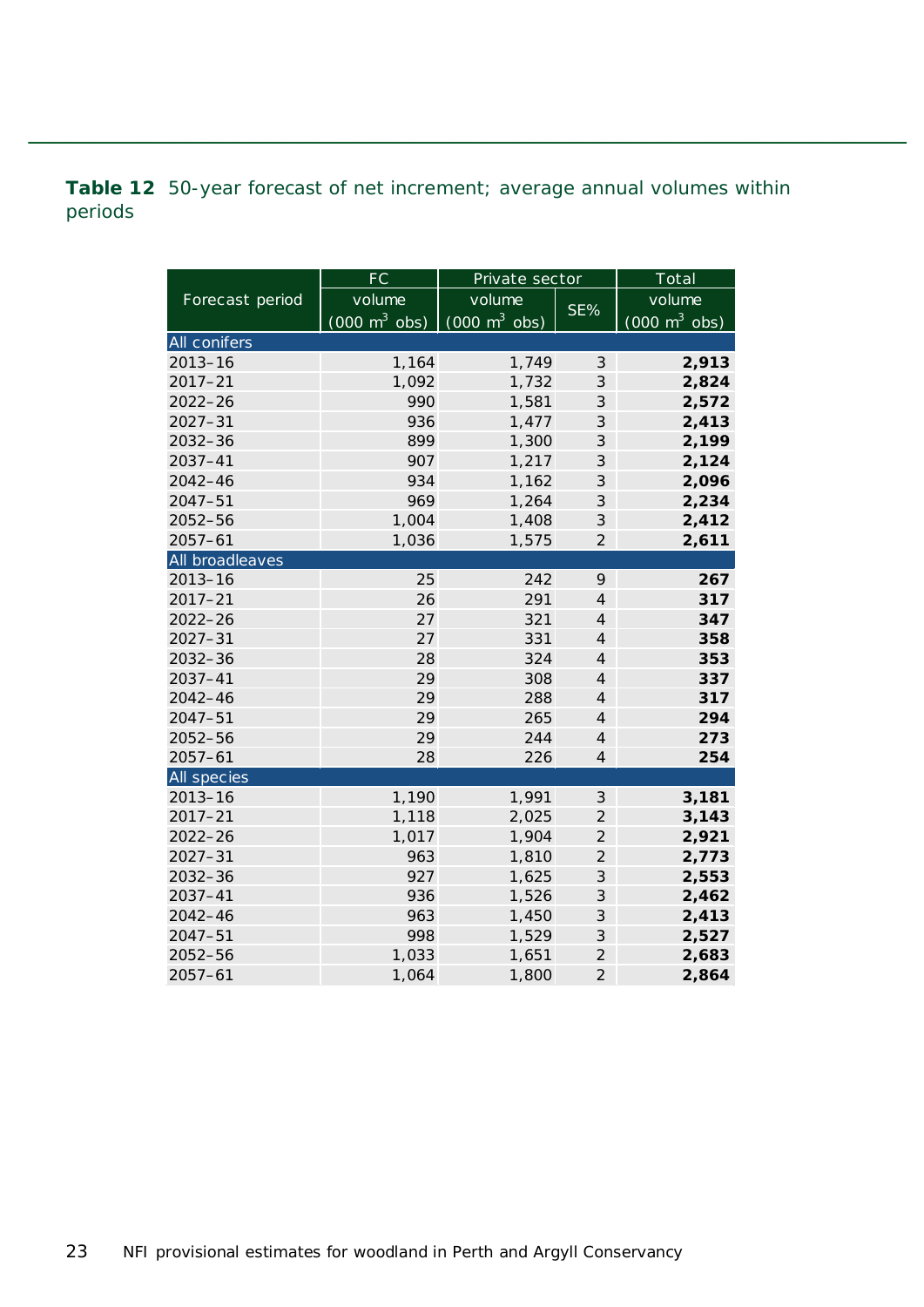**Table 12** 50-year forecast of net increment; average annual volumes within periods

| Forecast period | FC | Private sector | | Total |
|---|---|---|---|---|
| | volume (000 $m^3$ obs) | volume (000 $m^3$ obs) | SE% | volume (000 $m^3$ obs) |
| **All conifers** | | | | |
| 2013–16 | 1,164 | 1,749 | 3 | **2,913** |
| 2017–21 | 1,092 | 1,732 | 3 | **2,824** |
| 2022–26 | 990 | 1,581 | 3 | **2,572** |
| 2027–31 | 936 | 1,477 | 3 | **2,413** |
| 2032–36 | 899 | 1,300 | 3 | **2,199** |
| 2037–41 | 907 | 1,217 | 3 | **2,124** |
| 2042–46 | 934 | 1,162 | 3 | **2,096** |
| 2047–51 | 969 | 1,264 | 3 | **2,234** |
| 2052–56 | 1,004 | 1,408 | 3 | **2,412** |
| 2057–61 | 1,036 | 1,575 | 2 | **2,611** |
| **All broadleaves** | | | | |
| 2013–16 | 25 | 242 | 9 | **267** |
| 2017–21 | 26 | 291 | 4 | **317** |
| 2022–26 | 27 | 321 | 4 | **347** |
| 2027–31 | 27 | 331 | 4 | **358** |
| 2032–36 | 28 | 324 | 4 | **353** |
| 2037–41 | 29 | 308 | 4 | **337** |
| 2042–46 | 29 | 288 | 4 | **317** |
| 2047–51 | 29 | 265 | 4 | **294** |
| 2052–56 | 29 | 244 | 4 | **273** |
| 2057–61 | 28 | 226 | 4 | **254** |
| **All species** | | | | |
| 2013–16 | 1,190 | 1,991 | 3 | **3,181** |
| 2017–21 | 1,118 | 2,025 | 2 | **3,143** |
| 2022–26 | 1,017 | 1,904 | 2 | **2,921** |
| 2027–31 | 963 | 1,810 | 2 | **2,773** |
| 2032–36 | 927 | 1,625 | 3 | **2,553** |
| 2037–41 | 936 | 1,526 | 3 | **2,462** |
| 2042–46 | 963 | 1,450 | 3 | **2,413** |
| 2047–51 | 998 | 1,529 | 3 | **2,527** |
| 2052–56 | 1,033 | 1,651 | 2 | **2,683** |
| 2057–61 | 1,064 | 1,800 | 2 | **2,864** |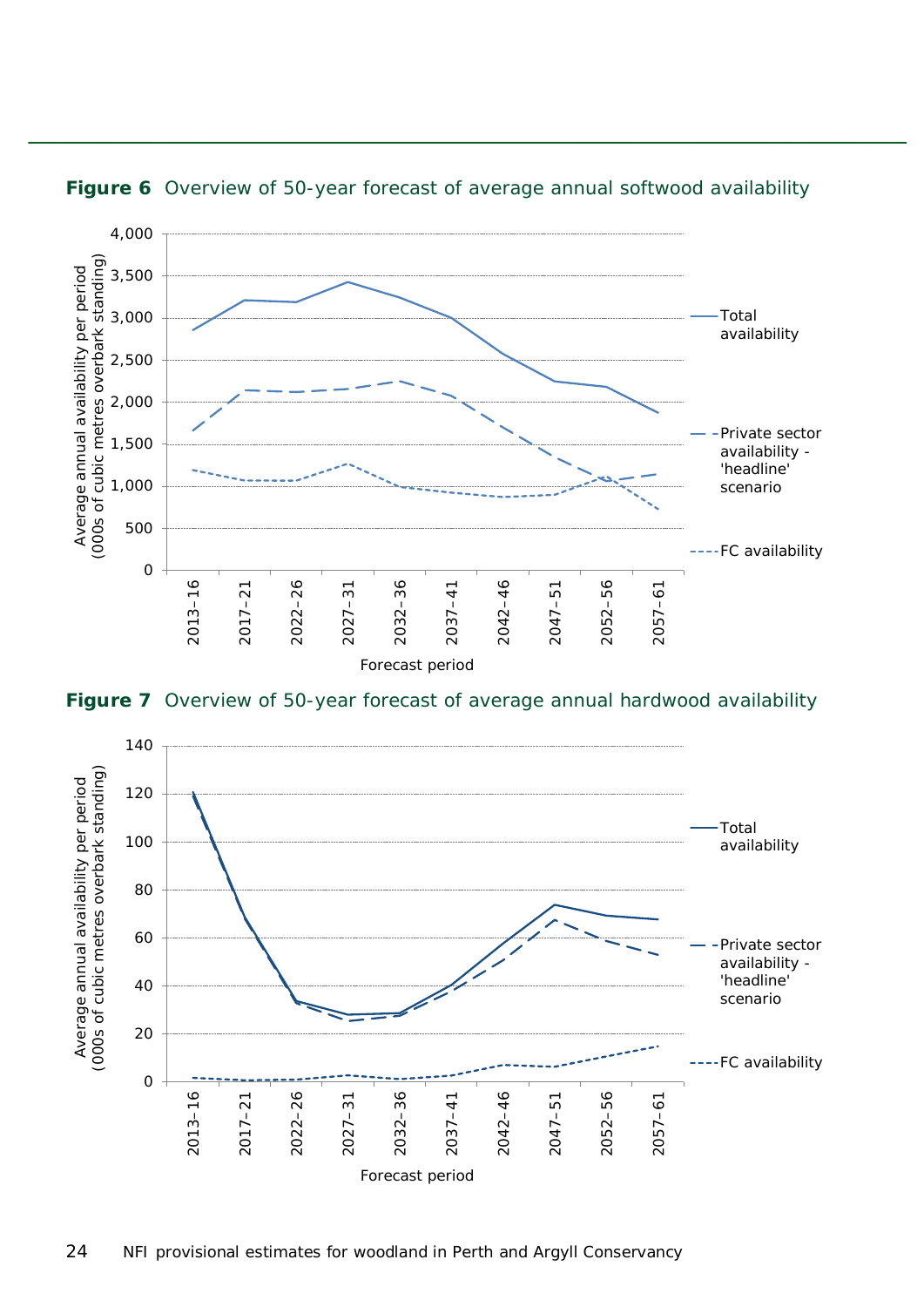**Figure 6** Overview of 50-year forecast of average annual softwood availability

**Figure 7** Overview of 50-year forecast of average annual hardwood availability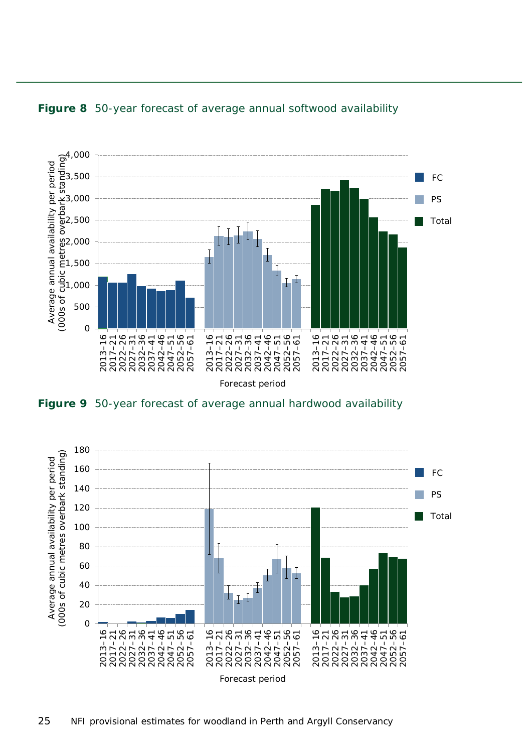**Figure 8** 50-year forecast of average annual softwood availability

**Figure 9** 50-year forecast of average annual hardwood availability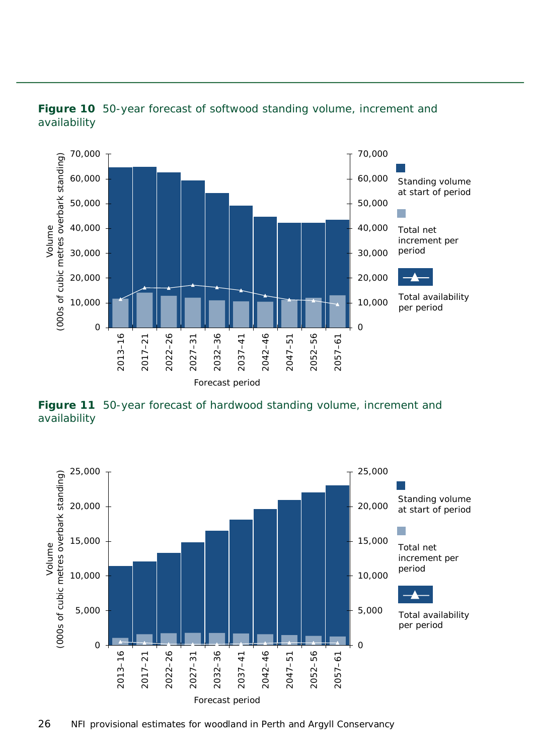**Figure 10** 50-year forecast of softwood standing volume, increment and availability

**Figure 11** 50-year forecast of hardwood standing volume, increment and availability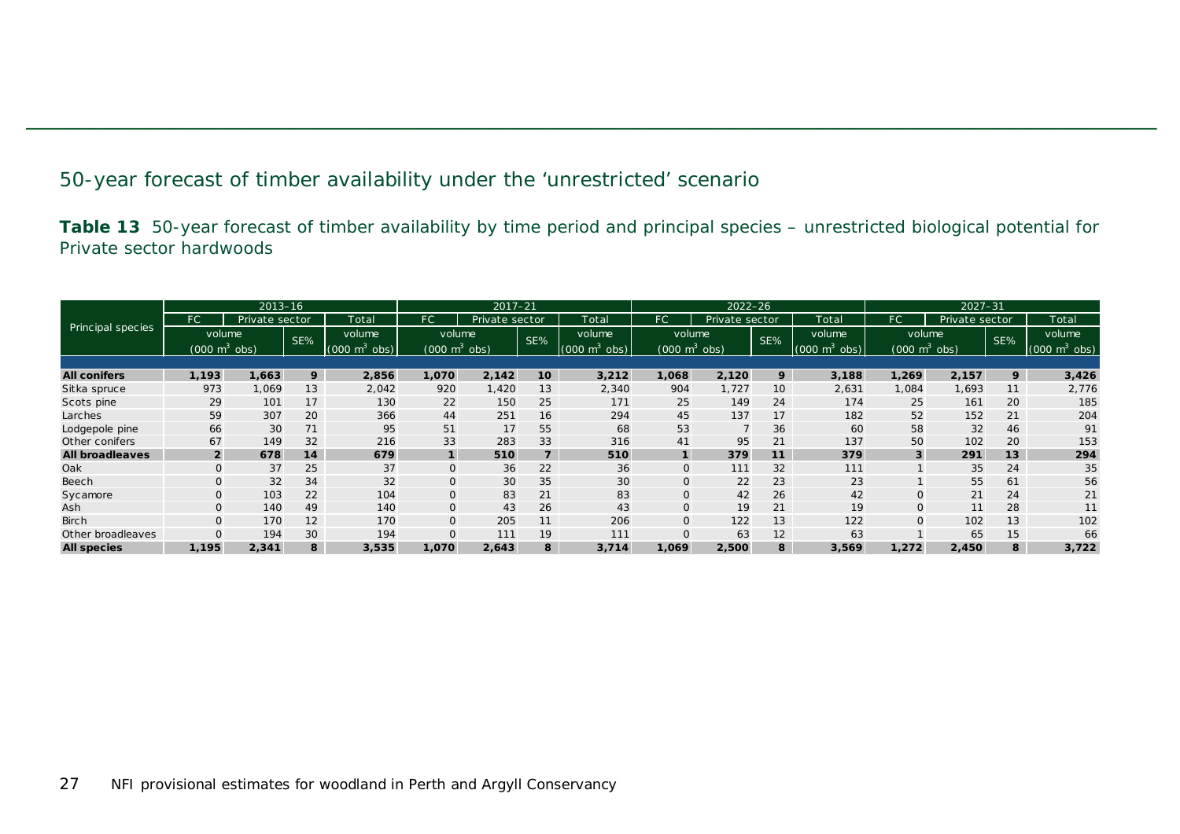## 50-year forecast of timber availability under the 'unrestricted' scenario

**Table 13** 50-year forecast of timber availability by time period and principal species – unrestricted biological potential for Private sector hardwoods

| Principal species | 2013–16 | | | | 2017–21 | | | | 2022–26 | | | | 2027–31 | | | |
|---|---|---|---|---|---|---|---|---|---|---|---|---|---|---|---|---|
| | FC | Private sector | | Total | FC | Private sector | | Total | FC | Private sector | | Total | FC | Private sector | | Total |
| | volume (000 m$^3$ obs) | | SE% | volume (000 m$^3$ obs) | volume (000 m$^3$ obs) | | SE% | volume (000 m$^3$ obs) | volume (000 m$^3$ obs) | | SE% | volume (000 m$^3$ obs) | volume (000 m$^3$ obs) | | SE% | volume (000 m$^3$ obs) |
| **All conifers** | **1,193** | **1,663** | **9** | **2,856** | **1,070** | **2,142** | **10** | **3,212** | **1,068** | **2,120** | **9** | **3,188** | **1,269** | **2,157** | **9** | **3,426** |
| Sitka spruce | 973 | 1,069 | 13 | 2,042 | 920 | 1,420 | 13 | 2,340 | 904 | 1,727 | 10 | 2,631 | 1,084 | 1,693 | 11 | 2,776 |
| Scots pine | 29 | 101 | 17 | 130 | 22 | 150 | 25 | 171 | 25 | 149 | 24 | 174 | 25 | 161 | 20 | 185 |
| Larches | 59 | 307 | 20 | 366 | 44 | 251 | 16 | 294 | 45 | 137 | 17 | 182 | 52 | 152 | 21 | 204 |
| Lodgepole pine | 66 | 30 | 71 | 95 | 51 | 17 | 55 | 68 | 53 | 7 | 36 | 60 | 58 | 32 | 46 | 91 |
| Other conifers | 67 | 149 | 32 | 216 | 33 | 283 | 33 | 316 | 41 | 95 | 21 | 137 | 50 | 102 | 20 | 153 |
| **All broadleaves** | **2** | **678** | **14** | **679** | **1** | **510** | **7** | **510** | **1** | **379** | **11** | **379** | **3** | **291** | **13** | **294** |
| Oak | 0 | 37 | 25 | 37 | 0 | 36 | 22 | 36 | 0 | 111 | 32 | 111 | 1 | 35 | 24 | 35 |
| Beech | 0 | 32 | 34 | 32 | 0 | 30 | 35 | 30 | 0 | 22 | 23 | 23 | 1 | 55 | 61 | 56 |
| Sycamore | 0 | 103 | 22 | 104 | 0 | 83 | 21 | 83 | 0 | 42 | 26 | 42 | 0 | 21 | 24 | 21 |
| Ash | 0 | 140 | 49 | 140 | 0 | 43 | 26 | 43 | 0 | 19 | 21 | 19 | 0 | 11 | 28 | 11 |
| Birch | 0 | 170 | 12 | 170 | 0 | 205 | 11 | 206 | 0 | 122 | 13 | 122 | 0 | 102 | 13 | 102 |
| Other broadleaves | 0 | 194 | 30 | 194 | 0 | 111 | 19 | 111 | 0 | 63 | 12 | 63 | 1 | 65 | 15 | 66 |
| **All species** | **1,195** | **2,341** | **8** | **3,535** | **1,070** | **2,643** | **8** | **3,714** | **1,069** | **2,500** | **8** | **3,569** | **1,272** | **2,450** | **8** | **3,722** |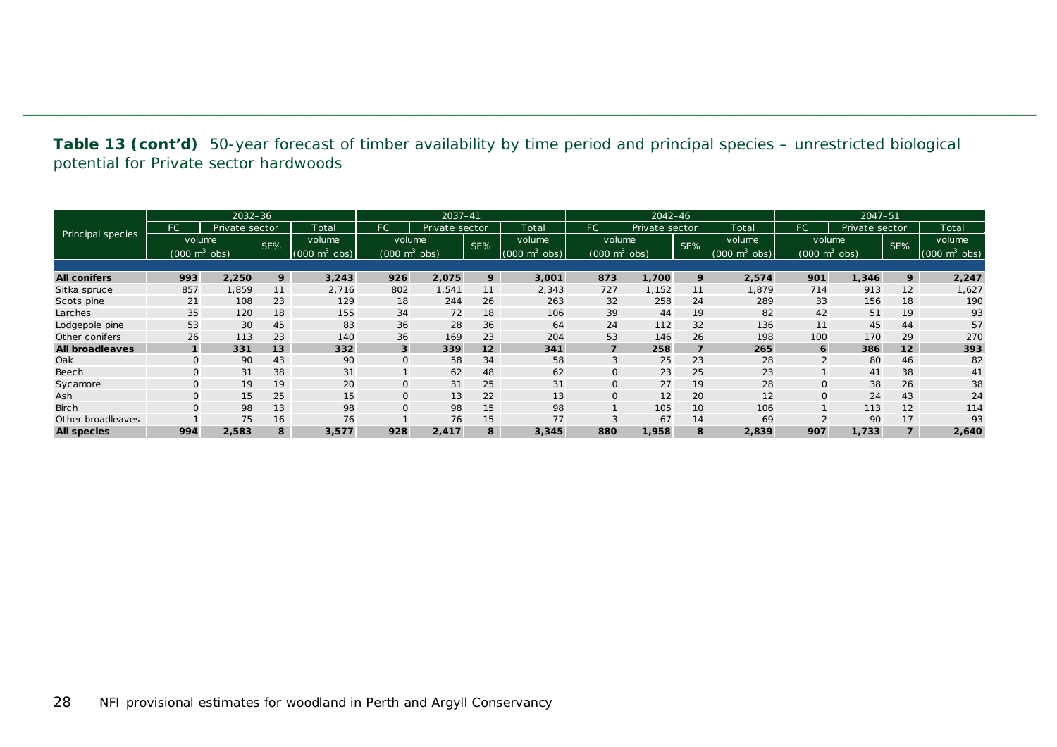**Table 13 (cont'd)** 50-year forecast of timber availability by time period and principal species – unrestricted biological potential for Private sector hardwoods

| Principal species | 2032–36 | | | | 2037–41 | | | | 2042–46 | | | | 2047–51 | | | |
|---|---|---|---|---|---|---|---|---|---|---|---|---|---|---|---|---|
| | FC | Private sector | | Total | FC | Private sector | | Total | FC | Private sector | | Total | FC | Private sector | | Total |
| | volume (000 $m^3$ obs) | | SE% | volume (000 $m^3$ obs) | volume (000 $m^3$ obs) | | SE% | volume (000 $m^3$ obs) | volume (000 $m^3$ obs) | | SE% | volume (000 $m^3$ obs) | volume (000 $m^3$ obs) | | SE% | volume (000 $m^3$ obs) |
| **All conifers** | **993** | **2,250** | **9** | **3,243** | **926** | **2,075** | **9** | **3,001** | **873** | **1,700** | **9** | **2,574** | **901** | **1,346** | **9** | **2,247** |
| Sitka spruce | 857 | 1,859 | 11 | 2,716 | 802 | 1,541 | 11 | 2,343 | 727 | 1,152 | 11 | 1,879 | 714 | 913 | 12 | 1,627 |
| Scots pine | 21 | 108 | 23 | 129 | 18 | 244 | 26 | 263 | 32 | 258 | 24 | 289 | 33 | 156 | 18 | 190 |
| Larches | 35 | 120 | 18 | 155 | 34 | 72 | 18 | 106 | 39 | 44 | 19 | 82 | 42 | 51 | 19 | 93 |
| Lodgepole pine | 53 | 30 | 45 | 83 | 36 | 28 | 36 | 64 | 24 | 112 | 32 | 136 | 11 | 45 | 44 | 57 |
| Other conifers | 26 | 113 | 23 | 140 | 36 | 169 | 23 | 204 | 53 | 146 | 26 | 198 | 100 | 170 | 29 | 270 |
| **All broadleaves** | **1** | **331** | **13** | **332** | **3** | **339** | **12** | **341** | **7** | **258** | **7** | **265** | **6** | **386** | **12** | **393** |
| Oak | 0 | 90 | 43 | 90 | 0 | 58 | 34 | 58 | 3 | 25 | 23 | 28 | 2 | 80 | 46 | 82 |
| Beech | 0 | 31 | 38 | 31 | 1 | 62 | 48 | 62 | 0 | 23 | 25 | 23 | 1 | 41 | 38 | 41 |
| Sycamore | 0 | 19 | 19 | 20 | 0 | 31 | 25 | 31 | 0 | 27 | 19 | 28 | 0 | 38 | 26 | 38 |
| Ash | 0 | 15 | 25 | 15 | 0 | 13 | 22 | 13 | 0 | 12 | 20 | 12 | 0 | 24 | 43 | 24 |
| Birch | 0 | 98 | 13 | 98 | 0 | 98 | 15 | 98 | 1 | 105 | 10 | 106 | 1 | 113 | 12 | 114 |
| Other broadleaves | 1 | 75 | 16 | 76 | 1 | 76 | 15 | 77 | 3 | 67 | 14 | 69 | 2 | 90 | 17 | 93 |
| **All species** | **994** | **2,583** | **8** | **3,577** | **928** | **2,417** | **8** | **3,345** | **880** | **1,958** | **8** | **2,839** | **907** | **1,733** | **7** | **2,640** |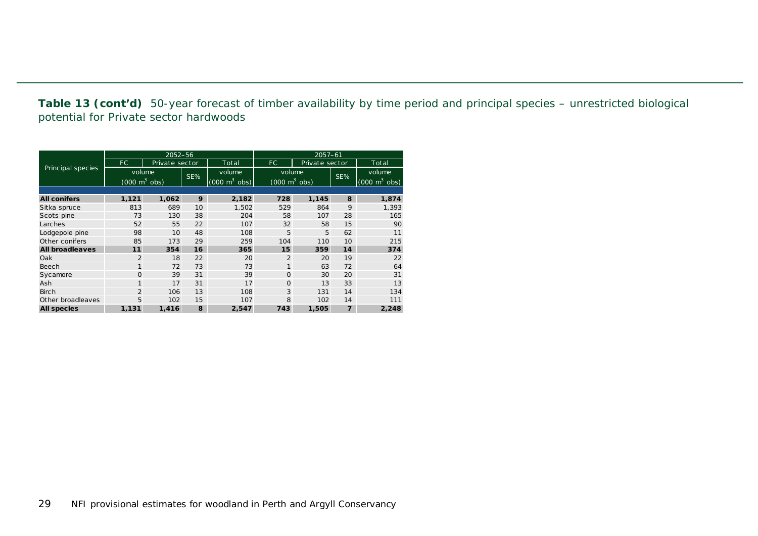**Table 13 (cont'd)** 50-year forecast of timber availability by time period and principal species – unrestricted biological potential for Private sector hardwoods

| Principal species | 2052–56 | | | | 2057–61 | | | |
|---|---|---|---|---|---|---|---|---|
| | FC | Private sector | | Total | FC | Private sector | | Total |
| | volume (000 $m^3$ obs) | | SE% | volume (000 $m^3$ obs) | volume (000 $m^3$ obs) | | SE% | volume (000 $m^3$ obs) |
| **All conifers** | **1,121** | **1,062** | **9** | **2,182** | **728** | **1,145** | **8** | **1,874** |
| Sitka spruce | 813 | 689 | 10 | 1,502 | 529 | 864 | 9 | 1,393 |
| Scots pine | 73 | 130 | 38 | 204 | 58 | 107 | 28 | 165 |
| Larches | 52 | 55 | 22 | 107 | 32 | 58 | 15 | 90 |
| Lodgepole pine | 98 | 10 | 48 | 108 | 5 | 5 | 62 | 11 |
| Other conifers | 85 | 173 | 29 | 259 | 104 | 110 | 10 | 215 |
| **All broadleaves** | **11** | **354** | **16** | **365** | **15** | **359** | **14** | **374** |
| Oak | 2 | 18 | 22 | 20 | 2 | 20 | 19 | 22 |
| Beech | 1 | 72 | 73 | 73 | 1 | 63 | 72 | 64 |
| Sycamore | 0 | 39 | 31 | 39 | 0 | 30 | 20 | 31 |
| Ash | 1 | 17 | 31 | 17 | 0 | 13 | 33 | 13 |
| Birch | 2 | 106 | 13 | 108 | 3 | 131 | 14 | 134 |
| Other broadleaves | 5 | 102 | 15 | 107 | 8 | 102 | 14 | 111 |
| **All species** | **1,131** | **1,416** | **8** | **2,547** | **743** | **1,505** | **7** | **2,248** |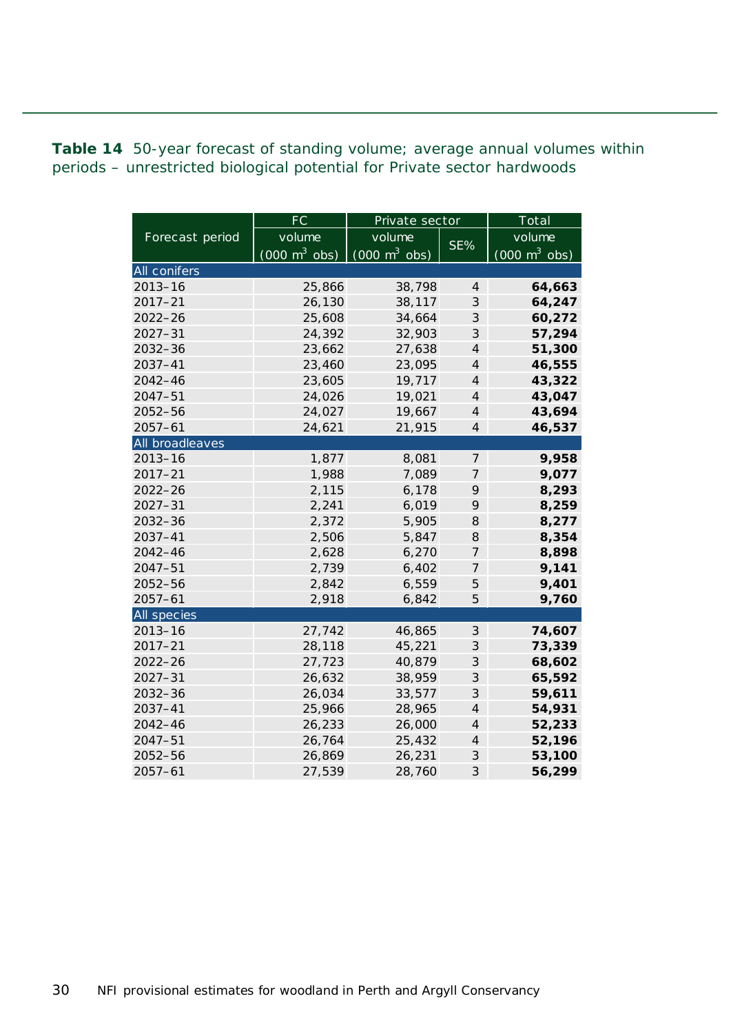**Table 14** 50-year forecast of standing volume; average annual volumes within periods – unrestricted biological potential for Private sector hardwoods

| Forecast period | FC | Private sector | | Total |
|---|---|---|---|---|
| | volume (000 $m^3$ obs) | volume (000 $m^3$ obs) | SE% | volume (000 $m^3$ obs) |
| **All conifers** | | | | |
| 2013–16 | 25,866 | 38,798 | 4 | **64,663** |
| 2017–21 | 26,130 | 38,117 | 3 | **64,247** |
| 2022–26 | 25,608 | 34,664 | 3 | **60,272** |
| 2027–31 | 24,392 | 32,903 | 3 | **57,294** |
| 2032–36 | 23,662 | 27,638 | 4 | **51,300** |
| 2037–41 | 23,460 | 23,095 | 4 | **46,555** |
| 2042–46 | 23,605 | 19,717 | 4 | **43,322** |
| 2047–51 | 24,026 | 19,021 | 4 | **43,047** |
| 2052–56 | 24,027 | 19,667 | 4 | **43,694** |
| 2057–61 | 24,621 | 21,915 | 4 | **46,537** |
| **All broadleaves** | | | | |
| 2013–16 | 1,877 | 8,081 | 7 | **9,958** |
| 2017–21 | 1,988 | 7,089 | 7 | **9,077** |
| 2022–26 | 2,115 | 6,178 | 9 | **8,293** |
| 2027–31 | 2,241 | 6,019 | 9 | **8,259** |
| 2032–36 | 2,372 | 5,905 | 8 | **8,277** |
| 2037–41 | 2,506 | 5,847 | 8 | **8,354** |
| 2042–46 | 2,628 | 6,270 | 7 | **8,898** |
| 2047–51 | 2,739 | 6,402 | 7 | **9,141** |
| 2052–56 | 2,842 | 6,559 | 5 | **9,401** |
| 2057–61 | 2,918 | 6,842 | 5 | **9,760** |
| **All species** | | | | |
| 2013–16 | 27,742 | 46,865 | 3 | **74,607** |
| 2017–21 | 28,118 | 45,221 | 3 | **73,339** |
| 2022–26 | 27,723 | 40,879 | 3 | **68,602** |
| 2027–31 | 26,632 | 38,959 | 3 | **65,592** |
| 2032–36 | 26,034 | 33,577 | 3 | **59,611** |
| 2037–41 | 25,966 | 28,965 | 4 | **54,931** |
| 2042–46 | 26,233 | 26,000 | 4 | **52,233** |
| 2047–51 | 26,764 | 25,432 | 4 | **52,196** |
| 2052–56 | 26,869 | 26,231 | 3 | **53,100** |
| 2057–61 | 27,539 | 28,760 | 3 | **56,299** |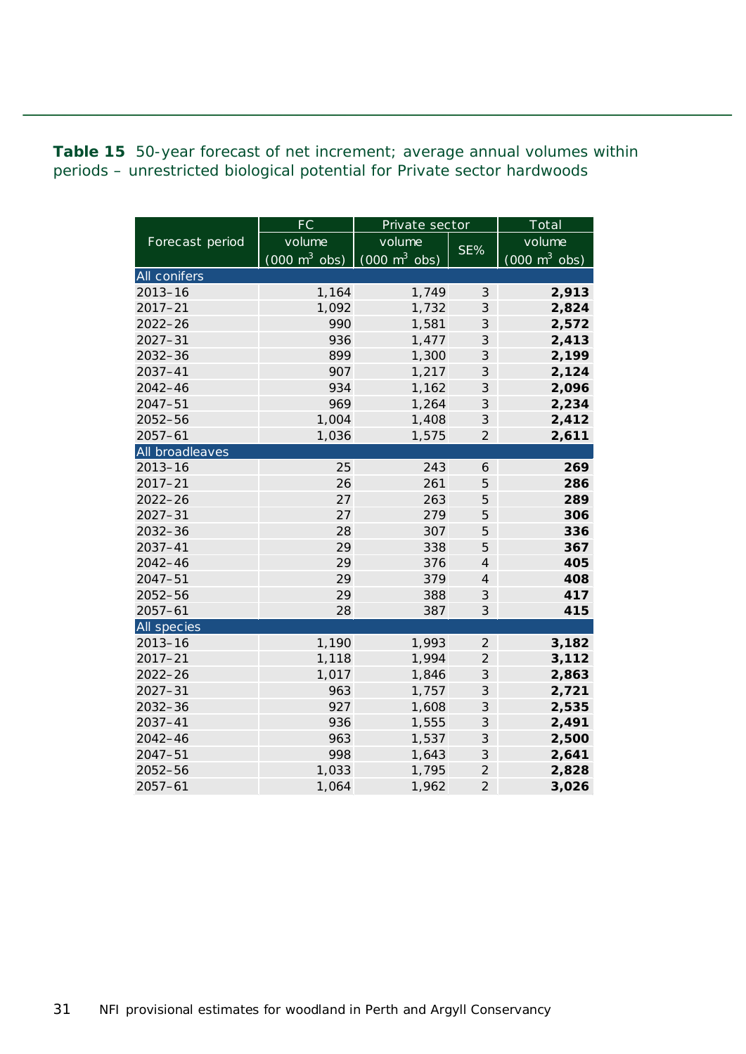**Table 15** 50-year forecast of net increment; average annual volumes within periods – unrestricted biological potential for Private sector hardwoods

| Forecast period | FC | Private sector | | Total |
|---|---|---|---|---|
| | volume (000 m$^3$ obs) | volume (000 m$^3$ obs) | SE% | volume (000 m$^3$ obs) |
| **All conifers** | | | | |
| 2013–16 | 1,164 | 1,749 | 3 | **2,913** |
| 2017–21 | 1,092 | 1,732 | 3 | **2,824** |
| 2022–26 | 990 | 1,581 | 3 | **2,572** |
| 2027–31 | 936 | 1,477 | 3 | **2,413** |
| 2032–36 | 899 | 1,300 | 3 | **2,199** |
| 2037–41 | 907 | 1,217 | 3 | **2,124** |
| 2042–46 | 934 | 1,162 | 3 | **2,096** |
| 2047–51 | 969 | 1,264 | 3 | **2,234** |
| 2052–56 | 1,004 | 1,408 | 3 | **2,412** |
| 2057–61 | 1,036 | 1,575 | 2 | **2,611** |
| **All broadleaves** | | | | |
| 2013–16 | 25 | 243 | 6 | **269** |
| 2017–21 | 26 | 261 | 5 | **286** |
| 2022–26 | 27 | 263 | 5 | **289** |
| 2027–31 | 27 | 279 | 5 | **306** |
| 2032–36 | 28 | 307 | 5 | **336** |
| 2037–41 | 29 | 338 | 5 | **367** |
| 2042–46 | 29 | 376 | 4 | **405** |
| 2047–51 | 29 | 379 | 4 | **408** |
| 2052–56 | 29 | 388 | 3 | **417** |
| 2057–61 | 28 | 387 | 3 | **415** |
| **All species** | | | | |
| 2013–16 | 1,190 | 1,993 | 2 | **3,182** |
| 2017–21 | 1,118 | 1,994 | 2 | **3,112** |
| 2022–26 | 1,017 | 1,846 | 3 | **2,863** |
| 2027–31 | 963 | 1,757 | 3 | **2,721** |
| 2032–36 | 927 | 1,608 | 3 | **2,535** |
| 2037–41 | 936 | 1,555 | 3 | **2,491** |
| 2042–46 | 963 | 1,537 | 3 | **2,500** |
| 2047–51 | 998 | 1,643 | 3 | **2,641** |
| 2052–56 | 1,033 | 1,795 | 2 | **2,828** |
| 2057–61 | 1,064 | 1,962 | 2 | **3,026** |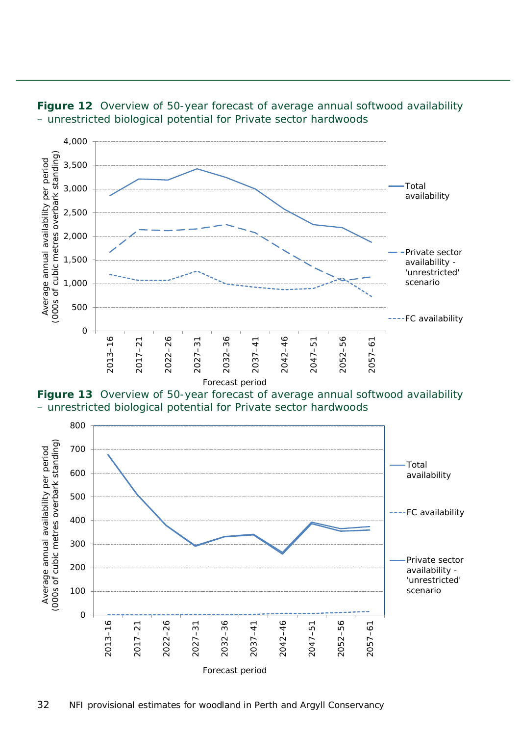**Figure 12** Overview of 50-year forecast of average annual softwood availability – unrestricted biological potential for Private sector hardwoods

**Figure 13** Overview of 50-year forecast of average annual softwood availability – unrestricted biological potential for Private sector hardwoods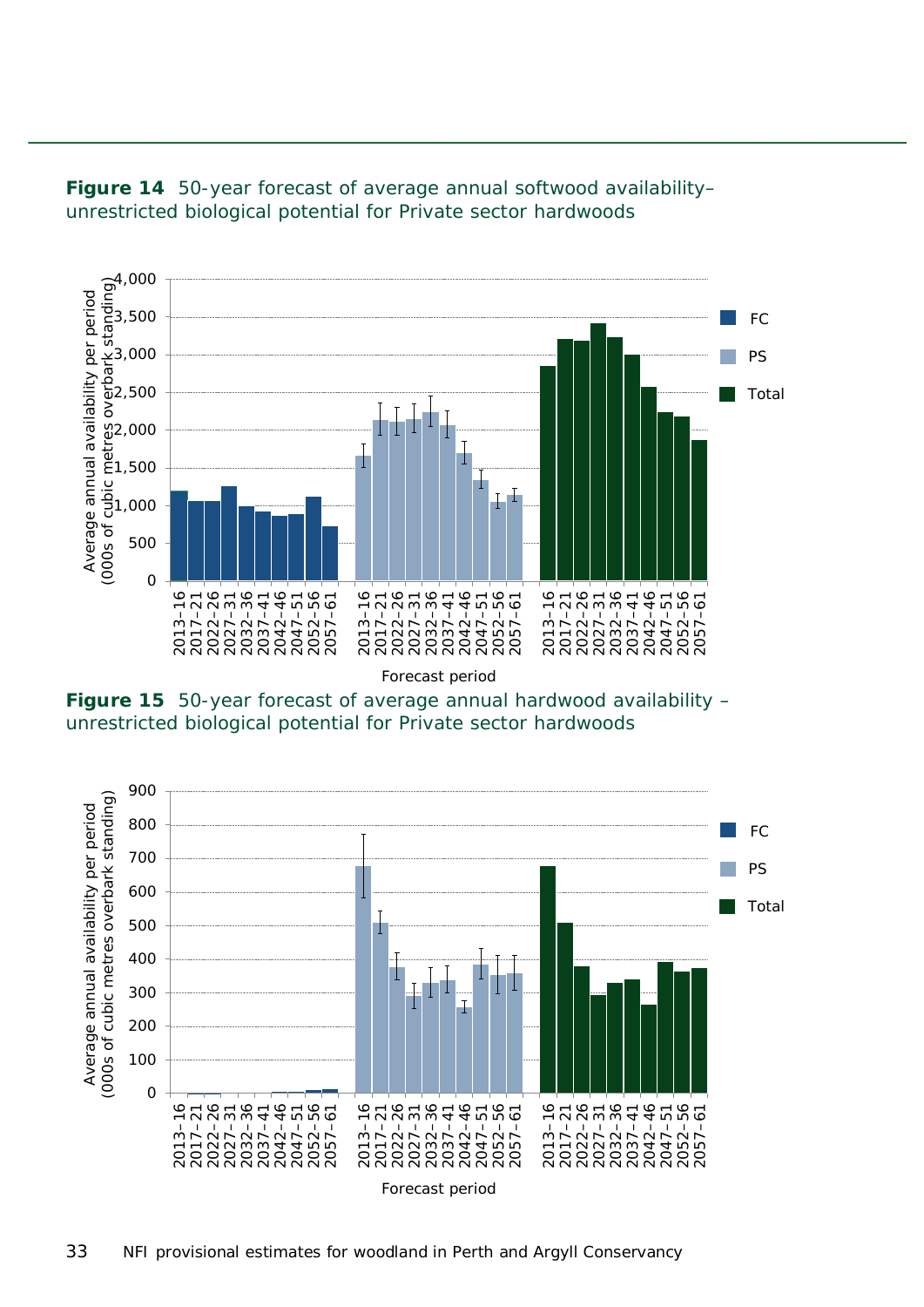**Figure 14** 50-year forecast of average annual softwood availability–unrestricted biological potential for Private sector hardwoods

**Figure 15** 50-year forecast of average annual hardwood availability – unrestricted biological potential for Private sector hardwoods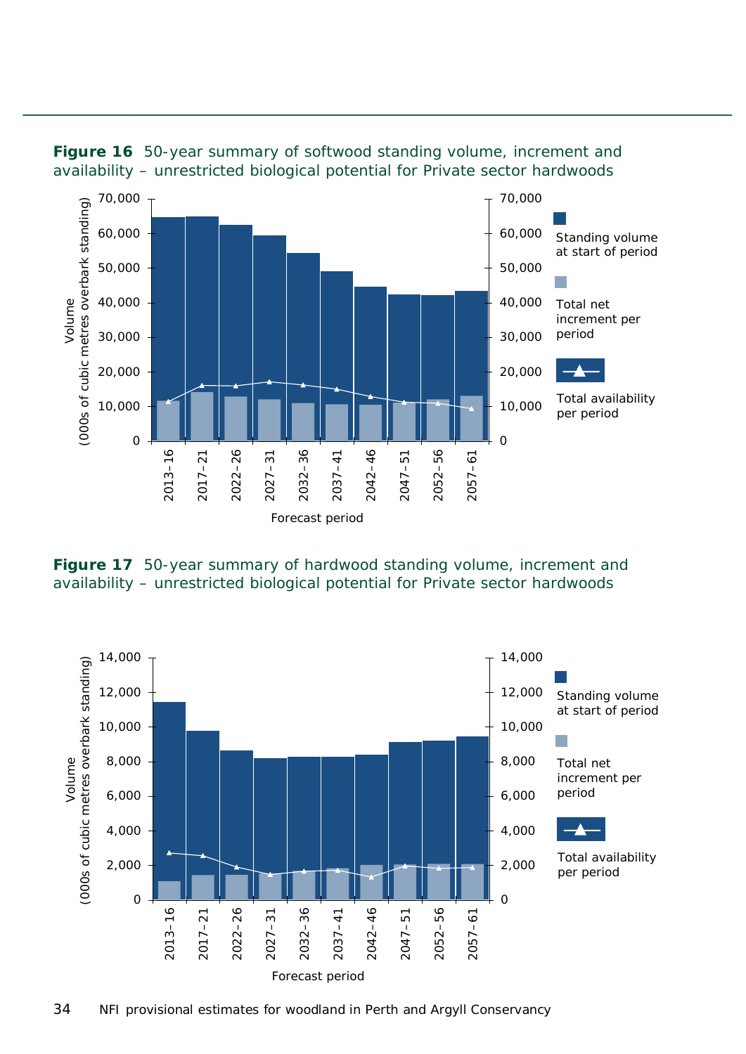**Figure 16** 50-year summary of softwood standing volume, increment and availability – unrestricted biological potential for Private sector hardwoods

**Figure 17** 50-year summary of hardwood standing volume, increment and availability – unrestricted biological potential for Private sector hardwoods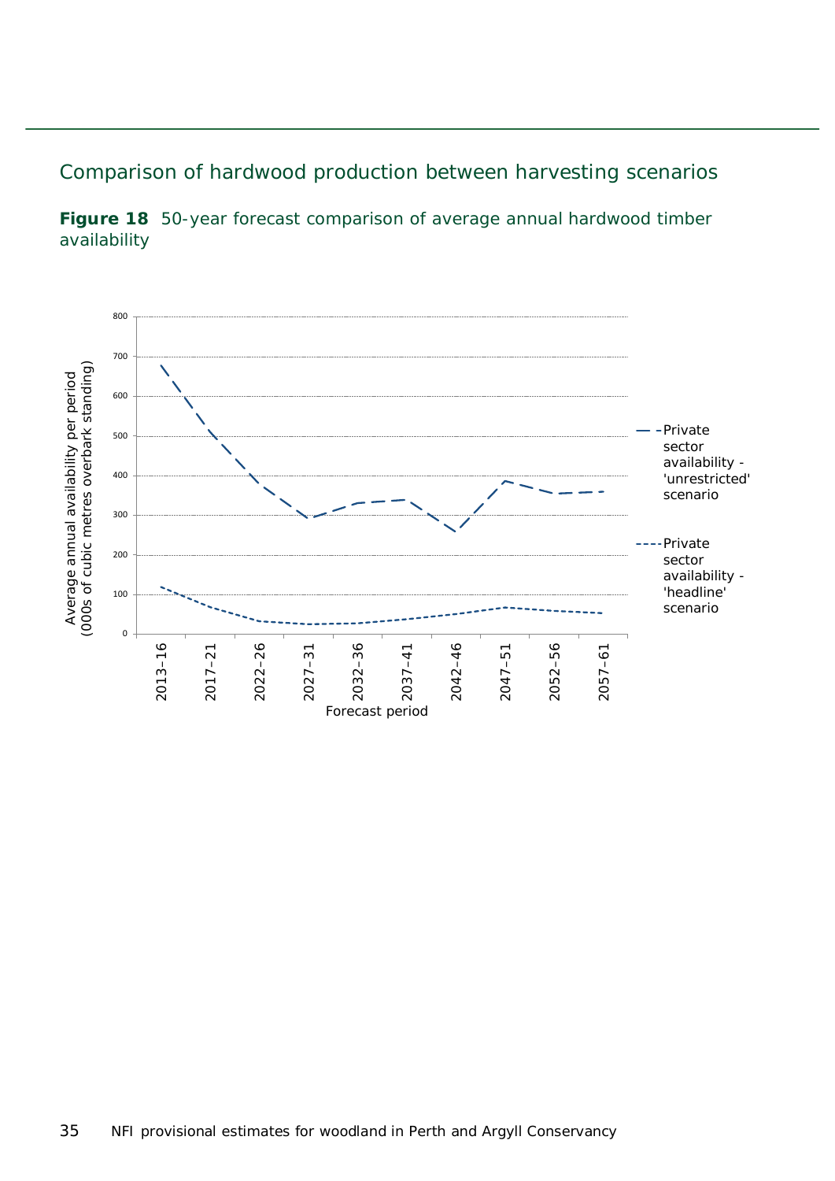## Comparison of hardwood production between harvesting scenarios

**Figure 18** 50-year forecast comparison of average annual hardwood timber availability

Average annual availability per period (000s of cubic metres overbark standing)

Forecast period

- Private sector availability - 'unrestricted' scenario
- Private sector availability - 'headline' scenario

800, 700, 600, 500, 400, 300, 200, 100, 0

2013–16, 2017–21, 2022–26, 2027–31, 2032–36, 2037–41, 2042–46, 2047–51, 2052–56, 2057–61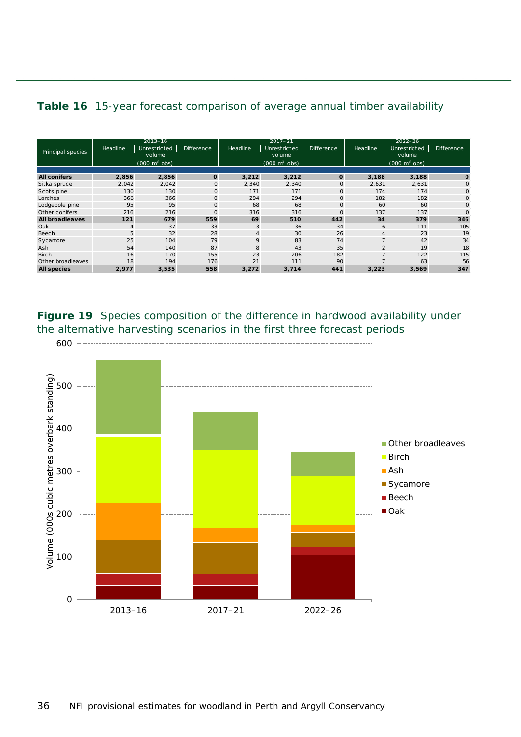**Table 16** 15-year forecast comparison of average annual timber availability

| Principal species | 2013–16 | | | 2017–21 | | | 2022–26 | | |
|---|---|---|---|---|---|---|---|---|---|
| | Headline | Unrestricted | Difference | Headline | Unrestricted | Difference | Headline | Unrestricted | Difference |
| | volume (000 $m^3$ obs) | | | volume (000 $m^3$ obs) | | | volume (000 $m^3$ obs) | | |
| **All conifers** | **2,856** | **2,856** | **0** | **3,212** | **3,212** | **0** | **3,188** | **3,188** | **0** |
| Sitka spruce | 2,042 | 2,042 | 0 | 2,340 | 2,340 | 0 | 2,631 | 2,631 | 0 |
| Scots pine | 130 | 130 | 0 | 171 | 171 | 0 | 174 | 174 | 0 |
| Larches | 366 | 366 | 0 | 294 | 294 | 0 | 182 | 182 | 0 |
| Lodgepole pine | 95 | 95 | 0 | 68 | 68 | 0 | 60 | 60 | 0 |
| Other conifers | 216 | 216 | 0 | 316 | 316 | 0 | 137 | 137 | 0 |
| **All broadleaves** | **121** | **679** | **559** | **69** | **510** | **442** | **34** | **379** | **346** |
| Oak | 4 | 37 | 33 | 3 | 36 | 34 | 6 | 111 | 105 |
| Beech | 5 | 32 | 28 | 4 | 30 | 26 | 4 | 23 | 19 |
| Sycamore | 25 | 104 | 79 | 9 | 83 | 74 | 7 | 42 | 34 |
| Ash | 54 | 140 | 87 | 8 | 43 | 35 | 2 | 19 | 18 |
| Birch | 16 | 170 | 155 | 23 | 206 | 182 | 7 | 122 | 115 |
| Other broadleaves | 18 | 194 | 176 | 21 | 111 | 90 | 7 | 63 | 56 |
| **All species** | **2,977** | **3,535** | **558** | **3,272** | **3,714** | **441** | **3,223** | **3,569** | **347** |

**Figure 19** Species composition of the difference in hardwood availability under the alternative harvesting scenarios in the first three forecast periods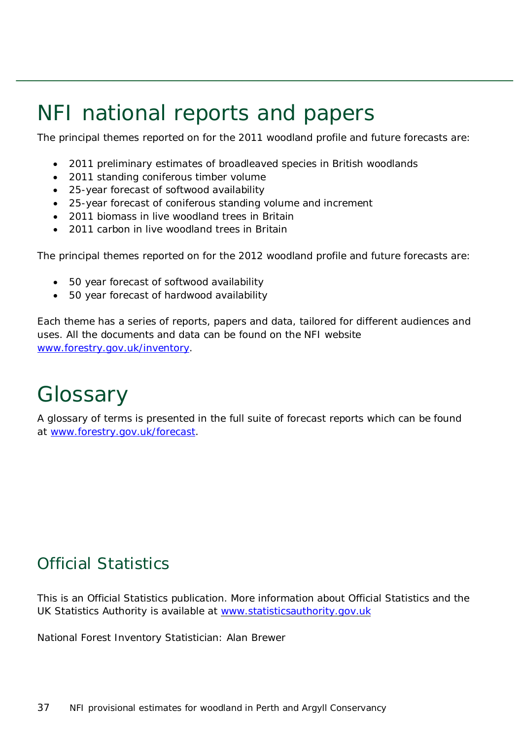# NFI national reports and papers

The principal themes reported on for the 2011 woodland profile and future forecasts are:

- 2011 preliminary estimates of broadleaved species in British woodlands
- 2011 standing coniferous timber volume
- 25-year forecast of softwood availability
- 25-year forecast of coniferous standing volume and increment
- 2011 biomass in live woodland trees in Britain
- 2011 carbon in live woodland trees in Britain

The principal themes reported on for the 2012 woodland profile and future forecasts are:

- 50 year forecast of softwood availability
- 50 year forecast of hardwood availability

Each theme has a series of reports, papers and data, tailored for different audiences and uses. All the documents and data can be found on the NFI website www.forestry.gov.uk/inventory.

# Glossary

A glossary of terms is presented in the full suite of forecast reports which can be found at www.forestry.gov.uk/forecast.

## Official Statistics

This is an Official Statistics publication. More information about Official Statistics and the UK Statistics Authority is available at www.statisticsauthority.gov.uk

National Forest Inventory Statistician: Alan Brewer